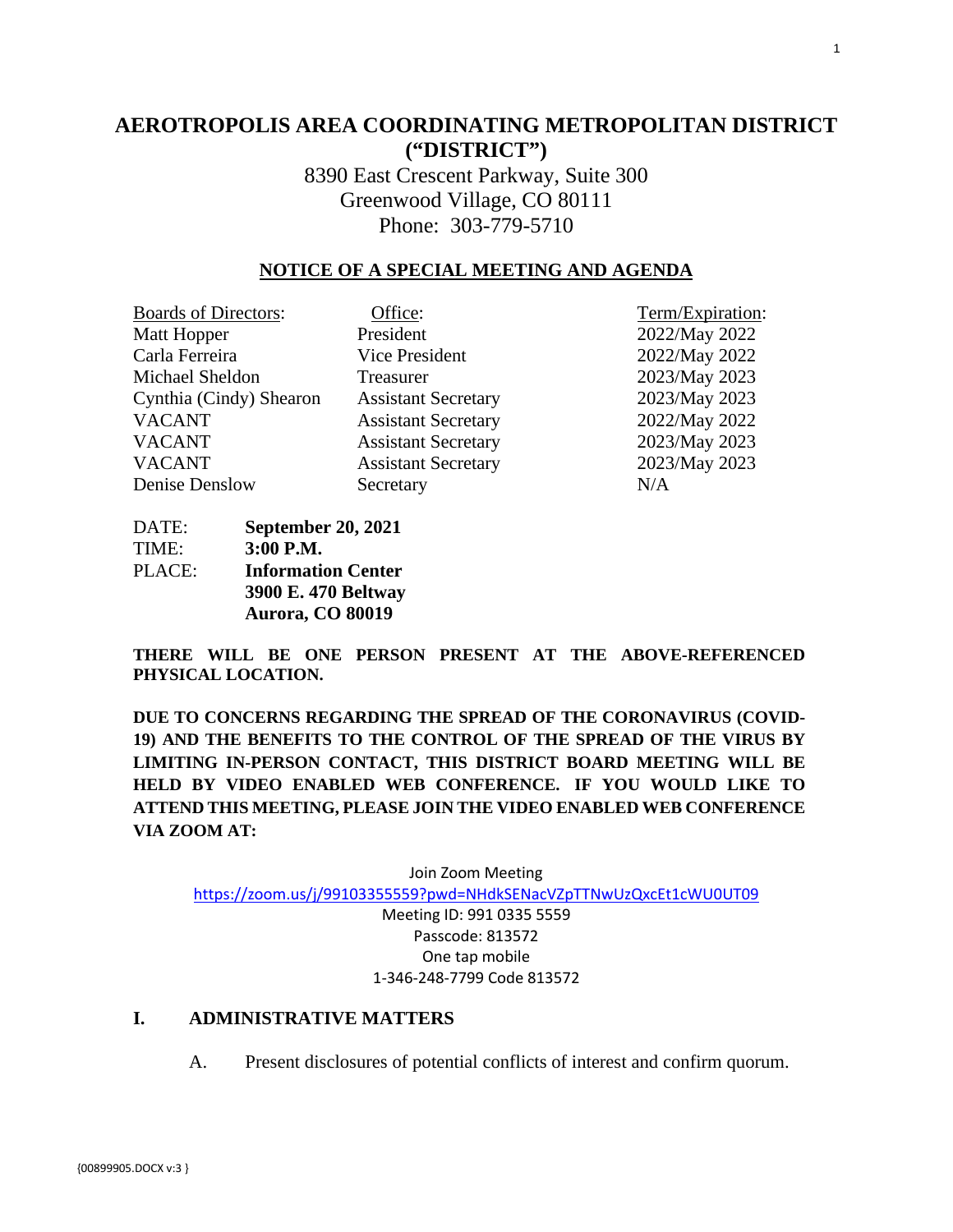# AEROTROPOLIS AREA COORDINATING METROPOLITAN DISTRICT ("DISTRICT")

8390 East Crescent Parkway, Suite 300
Greenwood Village, CO 80111
Phone: 303-779-5710

## NOTICE OF A SPECIAL MEETING AND AGENDA

| Boards of Directors: | Office: | Term/Expiration: |
|---|---|---|
| Matt Hopper | President | 2022/May 2022 |
| Carla Ferreira | Vice President | 2022/May 2022 |
| Michael Sheldon | Treasurer | 2023/May 2023 |
| Cynthia (Cindy) Shearon | Assistant Secretary | 2023/May 2023 |
| VACANT | Assistant Secretary | 2022/May 2022 |
| VACANT | Assistant Secretary | 2023/May 2023 |
| VACANT | Assistant Secretary | 2023/May 2023 |
| Denise Denslow | Secretary | N/A |

DATE: **September 20, 2021**
TIME: **3:00 P.M.**
PLACE: **Information Center**
**3900 E. 470 Beltway**
**Aurora, CO 80019**

**THERE WILL BE ONE PERSON PRESENT AT THE ABOVE-REFERENCED PHYSICAL LOCATION.**

**DUE TO CONCERNS REGARDING THE SPREAD OF THE CORONAVIRUS (COVID-19) AND THE BENEFITS TO THE CONTROL OF THE SPREAD OF THE VIRUS BY LIMITING IN-PERSON CONTACT, THIS DISTRICT BOARD MEETING WILL BE HELD BY VIDEO ENABLED WEB CONFERENCE. IF YOU WOULD LIKE TO ATTEND THIS MEETING, PLEASE JOIN THE VIDEO ENABLED WEB CONFERENCE VIA ZOOM AT:**

Join Zoom Meeting
https://zoom.us/j/99103355559?pwd=NHdkSENacVZpTTNwUzQxcEt1cWU0UT09
Meeting ID: 991 0335 5559
Passcode: 813572
One tap mobile
1-346-248-7799 Code 813572

## I. ADMINISTRATIVE MATTERS

A. Present disclosures of potential conflicts of interest and confirm quorum.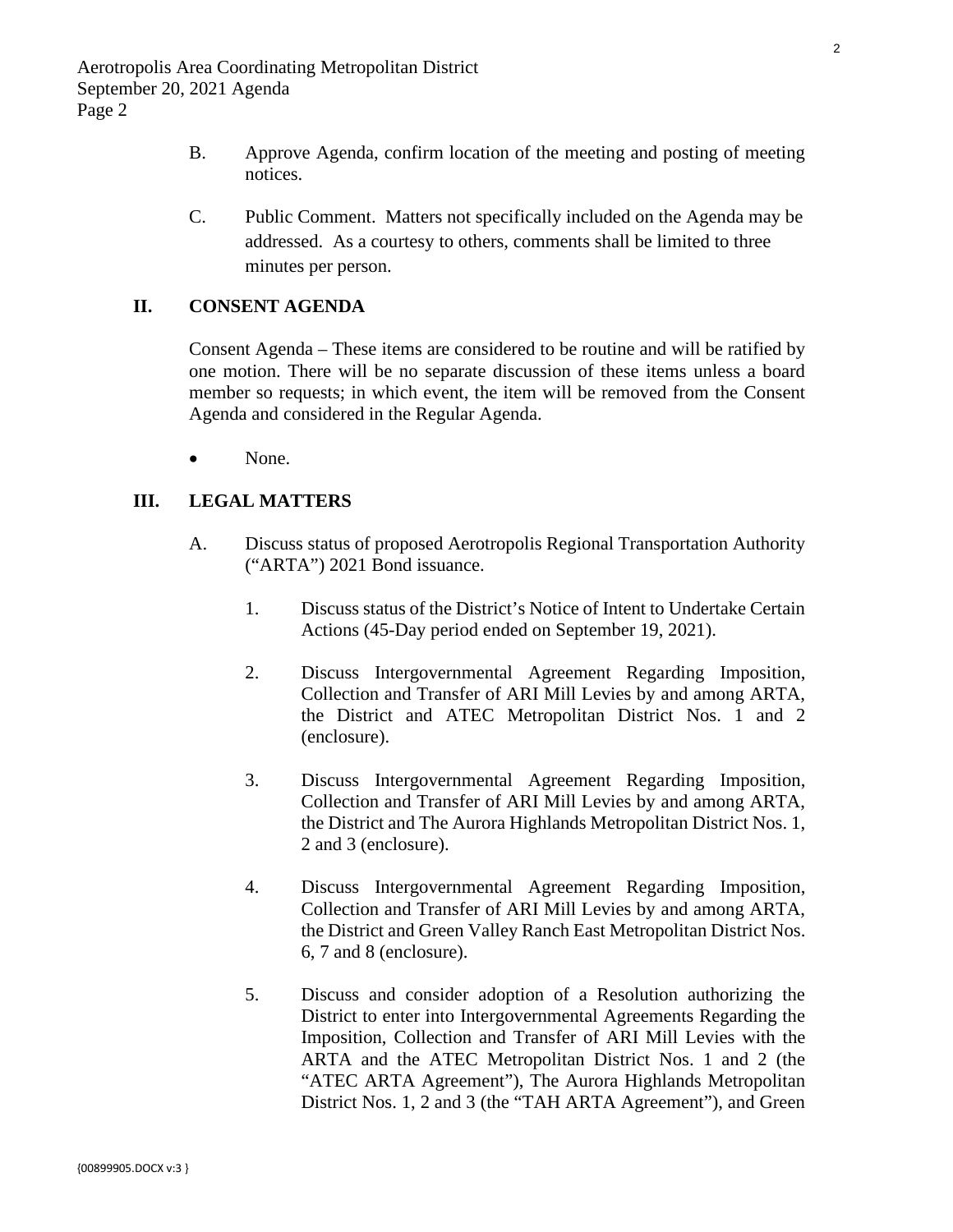B. Approve Agenda, confirm location of the meeting and posting of meeting notices.

C. Public Comment. Matters not specifically included on the Agenda may be addressed. As a courtesy to others, comments shall be limited to three minutes per person.

## II. CONSENT AGENDA

Consent Agenda – These items are considered to be routine and will be ratified by one motion. There will be no separate discussion of these items unless a board member so requests; in which event, the item will be removed from the Consent Agenda and considered in the Regular Agenda.

- None.

## III. LEGAL MATTERS

A. Discuss status of proposed Aerotropolis Regional Transportation Authority ("ARTA") 2021 Bond issuance.

1. Discuss status of the District's Notice of Intent to Undertake Certain Actions (45-Day period ended on September 19, 2021).

2. Discuss Intergovernmental Agreement Regarding Imposition, Collection and Transfer of ARI Mill Levies by and among ARTA, the District and ATEC Metropolitan District Nos. 1 and 2 (enclosure).

3. Discuss Intergovernmental Agreement Regarding Imposition, Collection and Transfer of ARI Mill Levies by and among ARTA, the District and The Aurora Highlands Metropolitan District Nos. 1, 2 and 3 (enclosure).

4. Discuss Intergovernmental Agreement Regarding Imposition, Collection and Transfer of ARI Mill Levies by and among ARTA, the District and Green Valley Ranch East Metropolitan District Nos. 6, 7 and 8 (enclosure).

5. Discuss and consider adoption of a Resolution authorizing the District to enter into Intergovernmental Agreements Regarding the Imposition, Collection and Transfer of ARI Mill Levies with the ARTA and the ATEC Metropolitan District Nos. 1 and 2 (the "ATEC ARTA Agreement"), The Aurora Highlands Metropolitan District Nos. 1, 2 and 3 (the "TAH ARTA Agreement"), and Green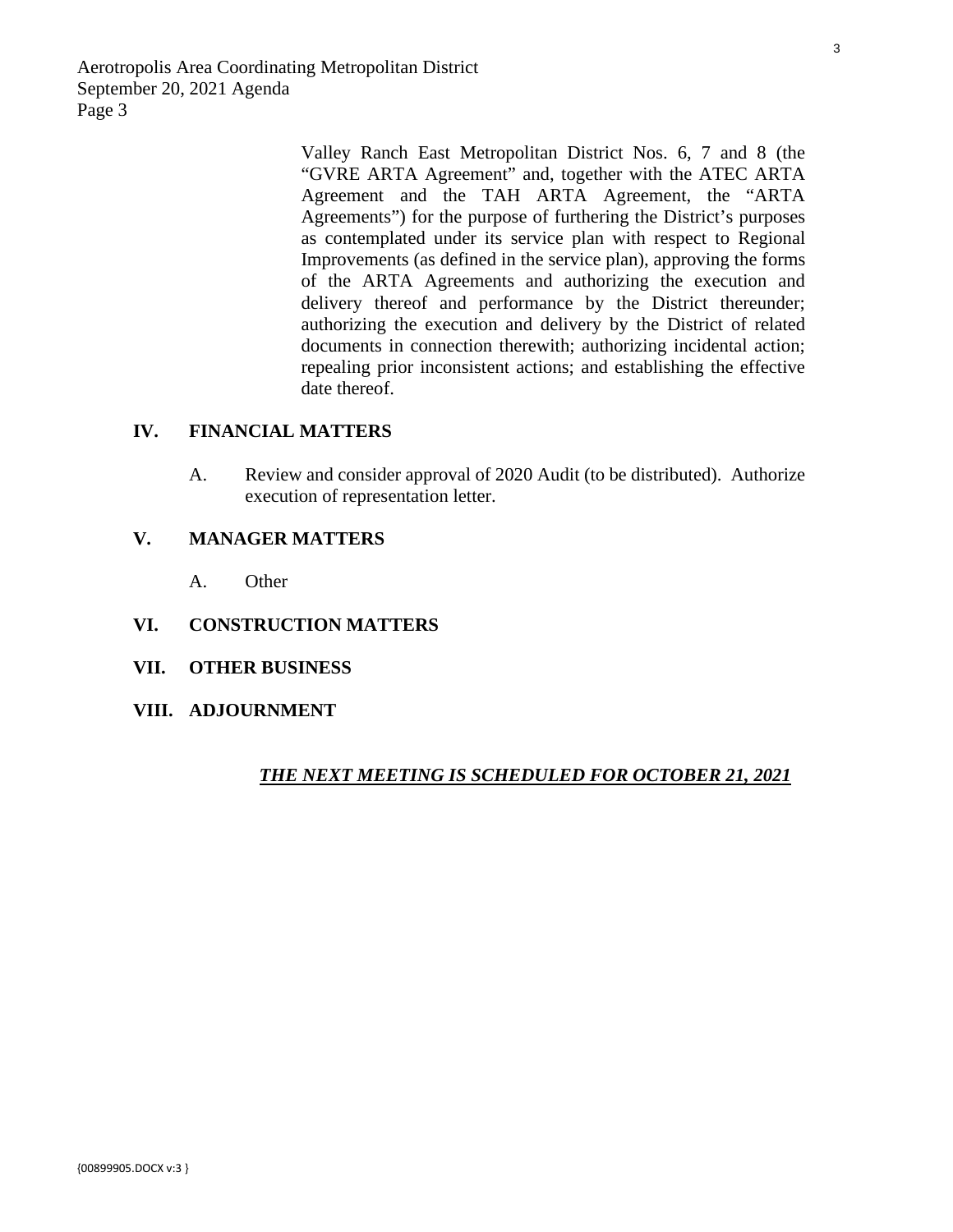Valley Ranch East Metropolitan District Nos. 6, 7 and 8 (the "GVRE ARTA Agreement" and, together with the ATEC ARTA Agreement and the TAH ARTA Agreement, the "ARTA Agreements") for the purpose of furthering the District's purposes as contemplated under its service plan with respect to Regional Improvements (as defined in the service plan), approving the forms of the ARTA Agreements and authorizing the execution and delivery thereof and performance by the District thereunder; authorizing the execution and delivery by the District of related documents in connection therewith; authorizing incidental action; repealing prior inconsistent actions; and establishing the effective date thereof.

**IV. FINANCIAL MATTERS**

A. Review and consider approval of 2020 Audit (to be distributed). Authorize execution of representation letter.

**V. MANAGER MATTERS**

A. Other

**VI. CONSTRUCTION MATTERS**

**VII. OTHER BUSINESS**

**VIII. ADJOURNMENT**

***THE NEXT MEETING IS SCHEDULED FOR OCTOBER 21, 2021***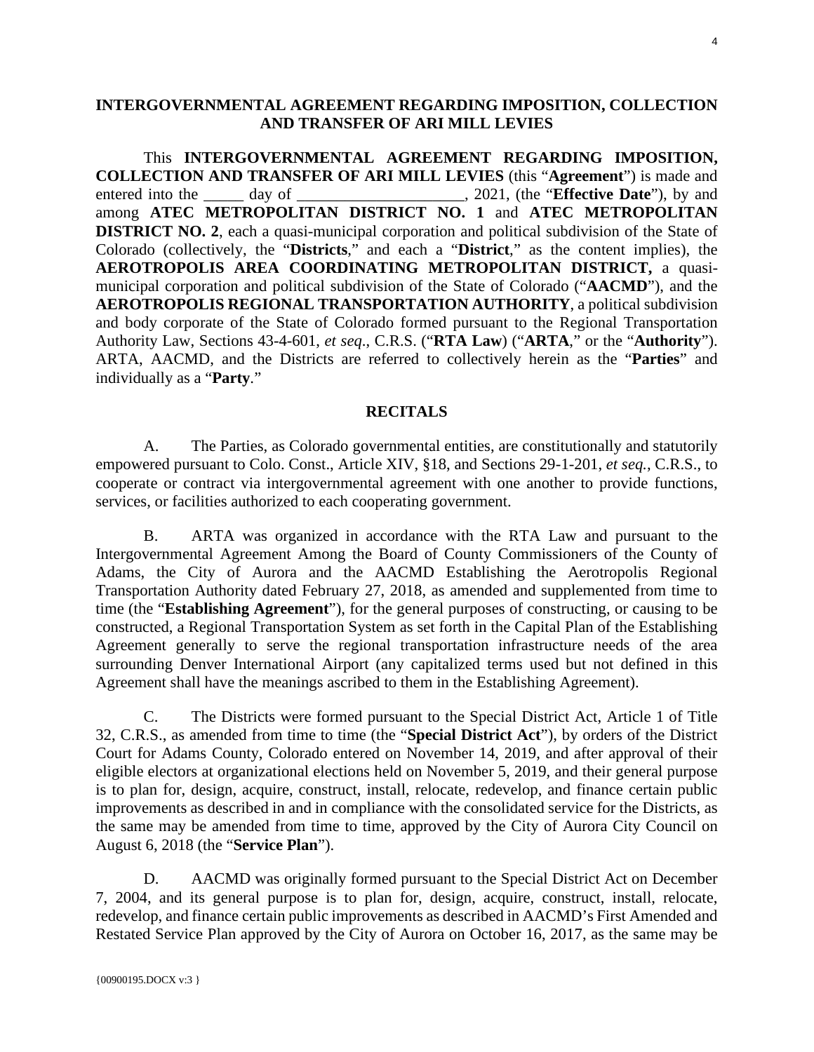# INTERGOVERNMENTAL AGREEMENT REGARDING IMPOSITION, COLLECTION AND TRANSFER OF ARI MILL LEVIES

This **INTERGOVERNMENTAL AGREEMENT REGARDING IMPOSITION, COLLECTION AND TRANSFER OF ARI MILL LEVIES** (this "**Agreement**") is made and entered into the _____ day of _____________________, 2021, (the "**Effective Date**"), by and among **ATEC METROPOLITAN DISTRICT NO. 1** and **ATEC METROPOLITAN DISTRICT NO. 2**, each a quasi-municipal corporation and political subdivision of the State of Colorado (collectively, the "**Districts**," and each a "**District**," as the content implies), the **AEROTROPOLIS AREA COORDINATING METROPOLITAN DISTRICT,** a quasi-municipal corporation and political subdivision of the State of Colorado ("**AACMD**"), and the **AEROTROPOLIS REGIONAL TRANSPORTATION AUTHORITY**, a political subdivision and body corporate of the State of Colorado formed pursuant to the Regional Transportation Authority Law, Sections 43-4-601, *et seq*., C.R.S. ("**RTA Law**) ("**ARTA**," or the "**Authority**"). ARTA, AACMD, and the Districts are referred to collectively herein as the "**Parties**" and individually as a "**Party**."

## RECITALS

A. The Parties, as Colorado governmental entities, are constitutionally and statutorily empowered pursuant to Colo. Const., Article XIV, §18, and Sections 29-1-201, *et seq.*, C.R.S., to cooperate or contract via intergovernmental agreement with one another to provide functions, services, or facilities authorized to each cooperating government.

B. ARTA was organized in accordance with the RTA Law and pursuant to the Intergovernmental Agreement Among the Board of County Commissioners of the County of Adams, the City of Aurora and the AACMD Establishing the Aerotropolis Regional Transportation Authority dated February 27, 2018, as amended and supplemented from time to time (the "**Establishing Agreement**"), for the general purposes of constructing, or causing to be constructed, a Regional Transportation System as set forth in the Capital Plan of the Establishing Agreement generally to serve the regional transportation infrastructure needs of the area surrounding Denver International Airport (any capitalized terms used but not defined in this Agreement shall have the meanings ascribed to them in the Establishing Agreement).

C. The Districts were formed pursuant to the Special District Act, Article 1 of Title 32, C.R.S., as amended from time to time (the "**Special District Act**"), by orders of the District Court for Adams County, Colorado entered on November 14, 2019, and after approval of their eligible electors at organizational elections held on November 5, 2019, and their general purpose is to plan for, design, acquire, construct, install, relocate, redevelop, and finance certain public improvements as described in and in compliance with the consolidated service for the Districts, as the same may be amended from time to time, approved by the City of Aurora City Council on August 6, 2018 (the "**Service Plan**").

D. AACMD was originally formed pursuant to the Special District Act on December 7, 2004, and its general purpose is to plan for, design, acquire, construct, install, relocate, redevelop, and finance certain public improvements as described in AACMD's First Amended and Restated Service Plan approved by the City of Aurora on October 16, 2017, as the same may be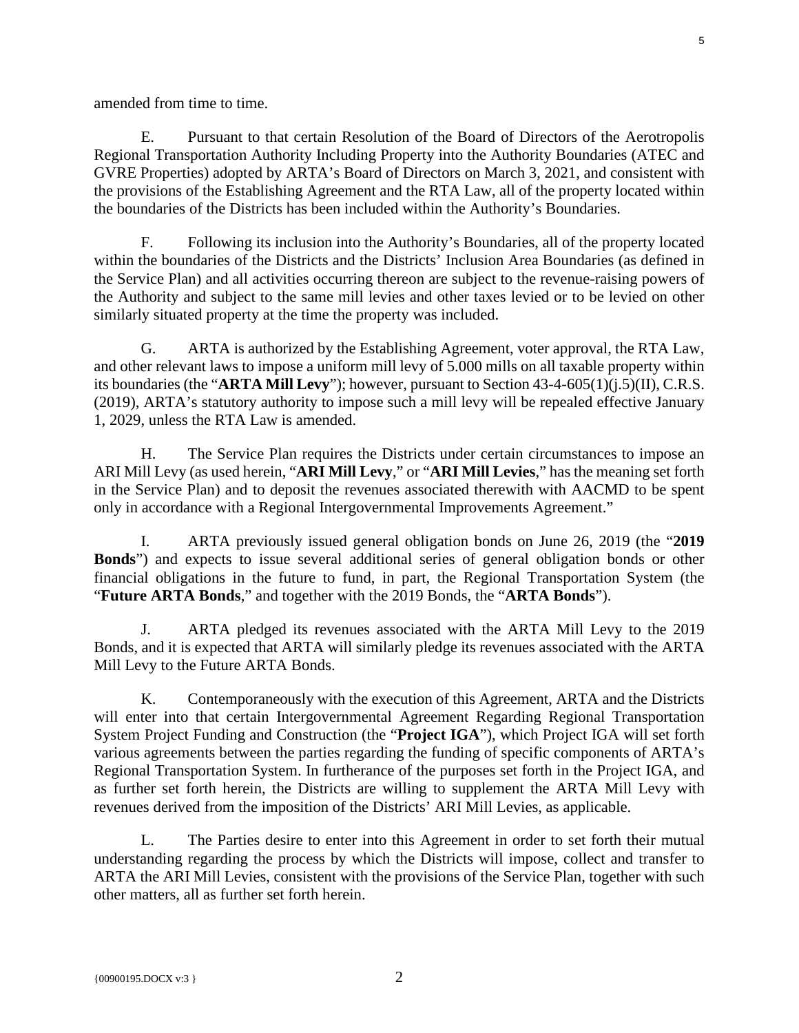amended from time to time.

E. Pursuant to that certain Resolution of the Board of Directors of the Aerotropolis Regional Transportation Authority Including Property into the Authority Boundaries (ATEC and GVRE Properties) adopted by ARTA's Board of Directors on March 3, 2021, and consistent with the provisions of the Establishing Agreement and the RTA Law, all of the property located within the boundaries of the Districts has been included within the Authority's Boundaries.

F. Following its inclusion into the Authority's Boundaries, all of the property located within the boundaries of the Districts and the Districts' Inclusion Area Boundaries (as defined in the Service Plan) and all activities occurring thereon are subject to the revenue-raising powers of the Authority and subject to the same mill levies and other taxes levied or to be levied on other similarly situated property at the time the property was included.

G. ARTA is authorized by the Establishing Agreement, voter approval, the RTA Law, and other relevant laws to impose a uniform mill levy of 5.000 mills on all taxable property within its boundaries (the "**ARTA Mill Levy**"); however, pursuant to Section 43-4-605(1)(j.5)(II), C.R.S. (2019), ARTA's statutory authority to impose such a mill levy will be repealed effective January 1, 2029, unless the RTA Law is amended.

H. The Service Plan requires the Districts under certain circumstances to impose an ARI Mill Levy (as used herein, "**ARI Mill Levy**," or "**ARI Mill Levies**," has the meaning set forth in the Service Plan) and to deposit the revenues associated therewith with AACMD to be spent only in accordance with a Regional Intergovernmental Improvements Agreement."

I. ARTA previously issued general obligation bonds on June 26, 2019 (the "**2019 Bonds**") and expects to issue several additional series of general obligation bonds or other financial obligations in the future to fund, in part, the Regional Transportation System (the "**Future ARTA Bonds**," and together with the 2019 Bonds, the "**ARTA Bonds**").

J. ARTA pledged its revenues associated with the ARTA Mill Levy to the 2019 Bonds, and it is expected that ARTA will similarly pledge its revenues associated with the ARTA Mill Levy to the Future ARTA Bonds.

K. Contemporaneously with the execution of this Agreement, ARTA and the Districts will enter into that certain Intergovernmental Agreement Regarding Regional Transportation System Project Funding and Construction (the "**Project IGA**"), which Project IGA will set forth various agreements between the parties regarding the funding of specific components of ARTA's Regional Transportation System. In furtherance of the purposes set forth in the Project IGA, and as further set forth herein, the Districts are willing to supplement the ARTA Mill Levy with revenues derived from the imposition of the Districts' ARI Mill Levies, as applicable.

L. The Parties desire to enter into this Agreement in order to set forth their mutual understanding regarding the process by which the Districts will impose, collect and transfer to ARTA the ARI Mill Levies, consistent with the provisions of the Service Plan, together with such other matters, all as further set forth herein.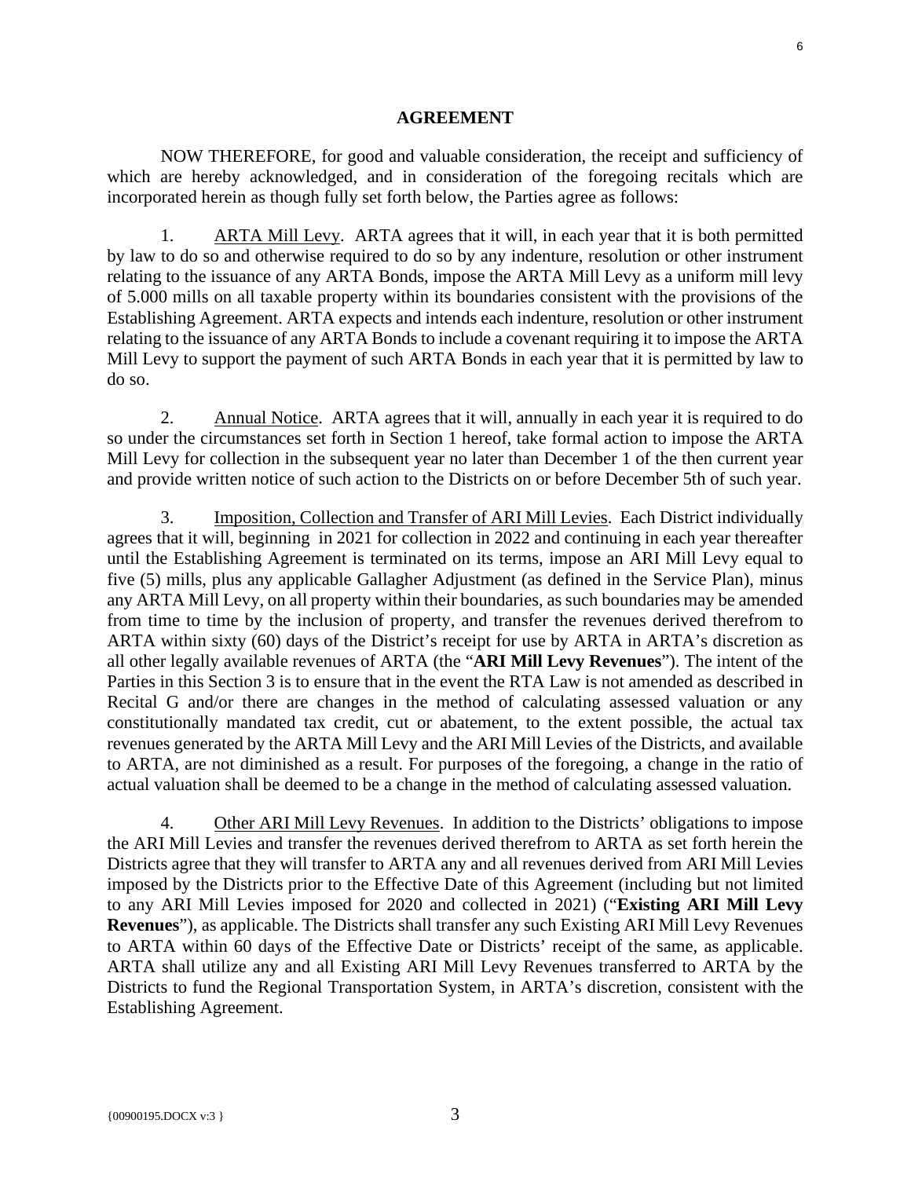## AGREEMENT

NOW THEREFORE, for good and valuable consideration, the receipt and sufficiency of which are hereby acknowledged, and in consideration of the foregoing recitals which are incorporated herein as though fully set forth below, the Parties agree as follows:

1. ARTA Mill Levy. ARTA agrees that it will, in each year that it is both permitted by law to do so and otherwise required to do so by any indenture, resolution or other instrument relating to the issuance of any ARTA Bonds, impose the ARTA Mill Levy as a uniform mill levy of 5.000 mills on all taxable property within its boundaries consistent with the provisions of the Establishing Agreement. ARTA expects and intends each indenture, resolution or other instrument relating to the issuance of any ARTA Bonds to include a covenant requiring it to impose the ARTA Mill Levy to support the payment of such ARTA Bonds in each year that it is permitted by law to do so.

2. Annual Notice. ARTA agrees that it will, annually in each year it is required to do so under the circumstances set forth in Section 1 hereof, take formal action to impose the ARTA Mill Levy for collection in the subsequent year no later than December 1 of the then current year and provide written notice of such action to the Districts on or before December 5th of such year.

3. Imposition, Collection and Transfer of ARI Mill Levies. Each District individually agrees that it will, beginning in 2021 for collection in 2022 and continuing in each year thereafter until the Establishing Agreement is terminated on its terms, impose an ARI Mill Levy equal to five (5) mills, plus any applicable Gallagher Adjustment (as defined in the Service Plan), minus any ARTA Mill Levy, on all property within their boundaries, as such boundaries may be amended from time to time by the inclusion of property, and transfer the revenues derived therefrom to ARTA within sixty (60) days of the District's receipt for use by ARTA in ARTA's discretion as all other legally available revenues of ARTA (the "**ARI Mill Levy Revenues**"). The intent of the Parties in this Section 3 is to ensure that in the event the RTA Law is not amended as described in Recital G and/or there are changes in the method of calculating assessed valuation or any constitutionally mandated tax credit, cut or abatement, to the extent possible, the actual tax revenues generated by the ARTA Mill Levy and the ARI Mill Levies of the Districts, and available to ARTA, are not diminished as a result. For purposes of the foregoing, a change in the ratio of actual valuation shall be deemed to be a change in the method of calculating assessed valuation.

4. Other ARI Mill Levy Revenues. In addition to the Districts' obligations to impose the ARI Mill Levies and transfer the revenues derived therefrom to ARTA as set forth herein the Districts agree that they will transfer to ARTA any and all revenues derived from ARI Mill Levies imposed by the Districts prior to the Effective Date of this Agreement (including but not limited to any ARI Mill Levies imposed for 2020 and collected in 2021) ("**Existing ARI Mill Levy Revenues**"), as applicable. The Districts shall transfer any such Existing ARI Mill Levy Revenues to ARTA within 60 days of the Effective Date or Districts' receipt of the same, as applicable. ARTA shall utilize any and all Existing ARI Mill Levy Revenues transferred to ARTA by the Districts to fund the Regional Transportation System, in ARTA's discretion, consistent with the Establishing Agreement.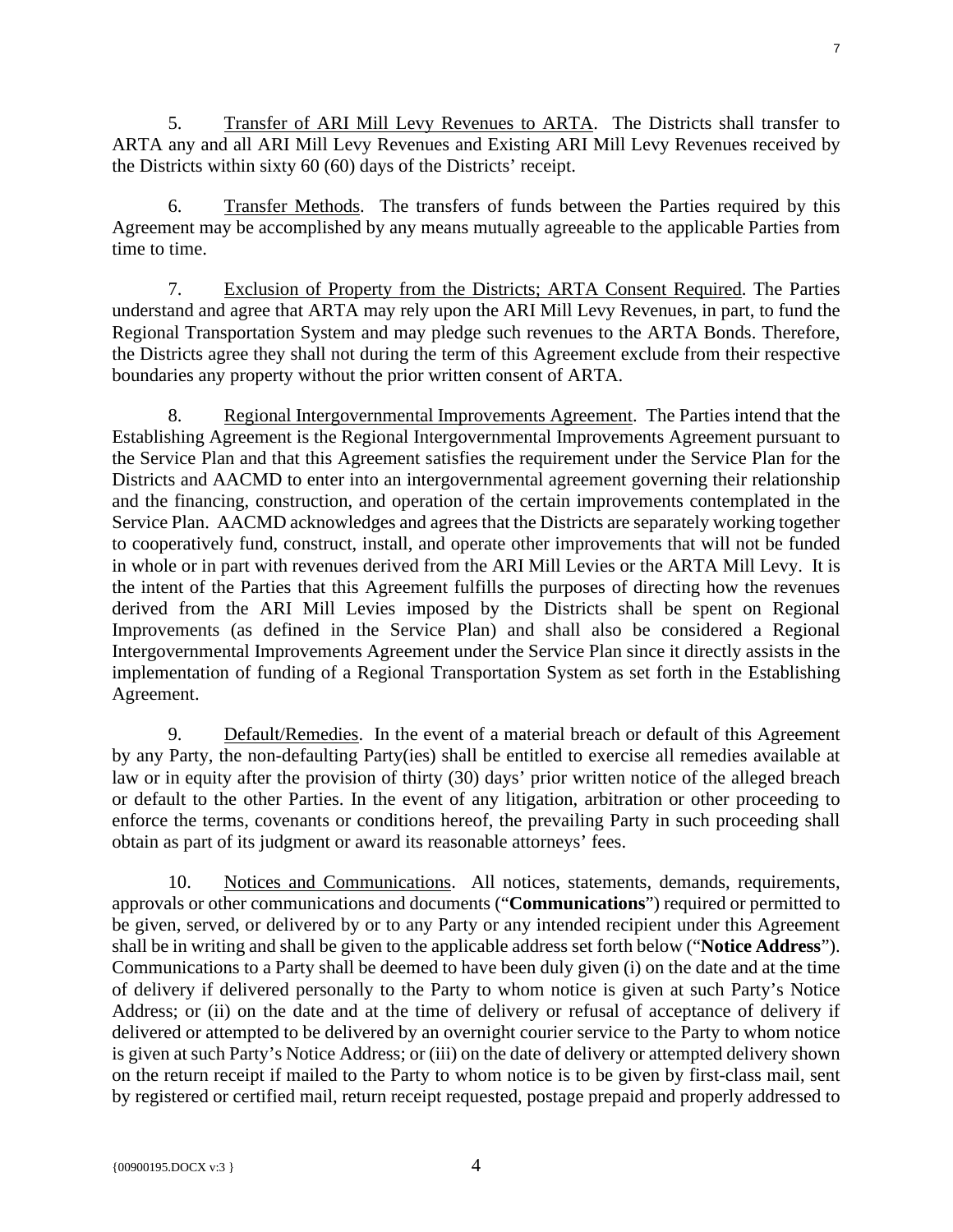5. Transfer of ARI Mill Levy Revenues to ARTA. The Districts shall transfer to ARTA any and all ARI Mill Levy Revenues and Existing ARI Mill Levy Revenues received by the Districts within sixty 60 (60) days of the Districts' receipt.

6. Transfer Methods. The transfers of funds between the Parties required by this Agreement may be accomplished by any means mutually agreeable to the applicable Parties from time to time.

7. Exclusion of Property from the Districts; ARTA Consent Required. The Parties understand and agree that ARTA may rely upon the ARI Mill Levy Revenues, in part, to fund the Regional Transportation System and may pledge such revenues to the ARTA Bonds. Therefore, the Districts agree they shall not during the term of this Agreement exclude from their respective boundaries any property without the prior written consent of ARTA.

8. Regional Intergovernmental Improvements Agreement. The Parties intend that the Establishing Agreement is the Regional Intergovernmental Improvements Agreement pursuant to the Service Plan and that this Agreement satisfies the requirement under the Service Plan for the Districts and AACMD to enter into an intergovernmental agreement governing their relationship and the financing, construction, and operation of the certain improvements contemplated in the Service Plan. AACMD acknowledges and agrees that the Districts are separately working together to cooperatively fund, construct, install, and operate other improvements that will not be funded in whole or in part with revenues derived from the ARI Mill Levies or the ARTA Mill Levy. It is the intent of the Parties that this Agreement fulfills the purposes of directing how the revenues derived from the ARI Mill Levies imposed by the Districts shall be spent on Regional Improvements (as defined in the Service Plan) and shall also be considered a Regional Intergovernmental Improvements Agreement under the Service Plan since it directly assists in the implementation of funding of a Regional Transportation System as set forth in the Establishing Agreement.

9. Default/Remedies. In the event of a material breach or default of this Agreement by any Party, the non-defaulting Party(ies) shall be entitled to exercise all remedies available at law or in equity after the provision of thirty (30) days' prior written notice of the alleged breach or default to the other Parties. In the event of any litigation, arbitration or other proceeding to enforce the terms, covenants or conditions hereof, the prevailing Party in such proceeding shall obtain as part of its judgment or award its reasonable attorneys' fees.

10. Notices and Communications. All notices, statements, demands, requirements, approvals or other communications and documents ("**Communications**") required or permitted to be given, served, or delivered by or to any Party or any intended recipient under this Agreement shall be in writing and shall be given to the applicable address set forth below ("**Notice Address**"). Communications to a Party shall be deemed to have been duly given (i) on the date and at the time of delivery if delivered personally to the Party to whom notice is given at such Party's Notice Address; or (ii) on the date and at the time of delivery or refusal of acceptance of delivery if delivered or attempted to be delivered by an overnight courier service to the Party to whom notice is given at such Party's Notice Address; or (iii) on the date of delivery or attempted delivery shown on the return receipt if mailed to the Party to whom notice is to be given by first-class mail, sent by registered or certified mail, return receipt requested, postage prepaid and properly addressed to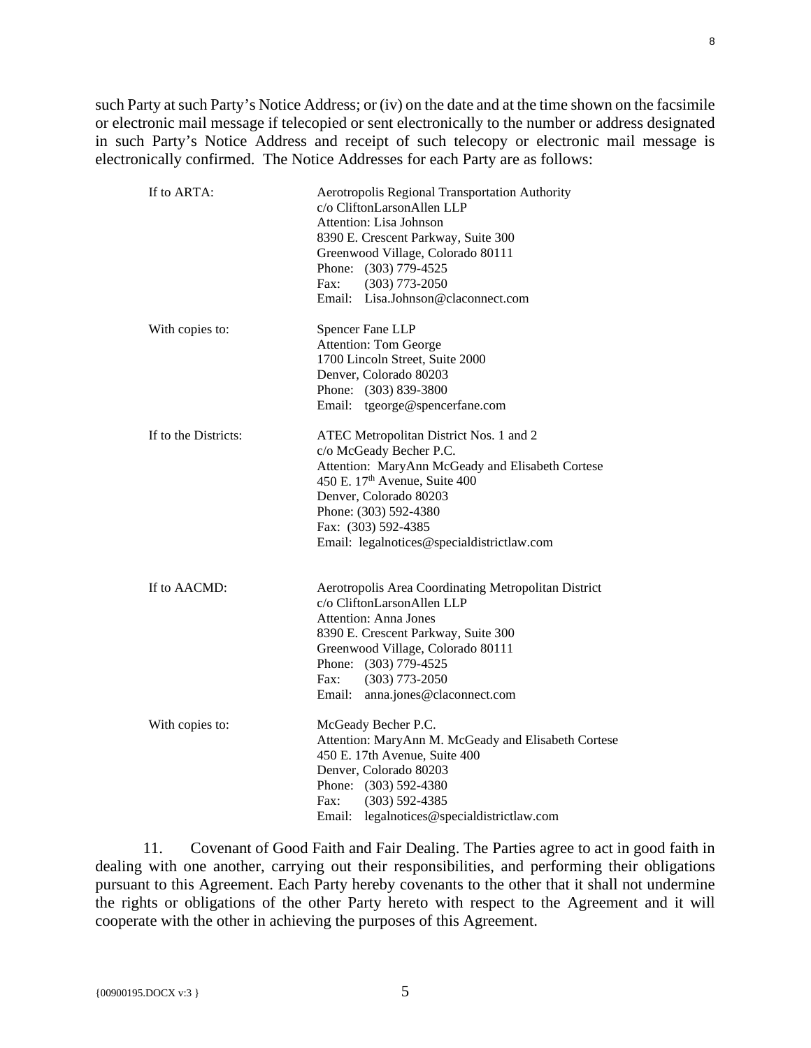such Party at such Party's Notice Address; or (iv) on the date and at the time shown on the facsimile or electronic mail message if telecopied or sent electronically to the number or address designated in such Party's Notice Address and receipt of such telecopy or electronic mail message is electronically confirmed. The Notice Addresses for each Party are as follows:

| | |
|---|---|
| If to ARTA: | Aerotropolis Regional Transportation Authority<br>c/o CliftonLarsonAllen LLP<br>Attention: Lisa Johnson<br>8390 E. Crescent Parkway, Suite 300<br>Greenwood Village, Colorado 80111<br>Phone: (303) 779-4525<br>Fax: (303) 773-2050<br>Email: Lisa.Johnson@claconnect.com |
| With copies to: | Spencer Fane LLP<br>Attention: Tom George<br>1700 Lincoln Street, Suite 2000<br>Denver, Colorado 80203<br>Phone: (303) 839-3800<br>Email: tgeorge@spencerfane.com |
| If to the Districts: | ATEC Metropolitan District Nos. 1 and 2<br>c/o McGeady Becher P.C.<br>Attention: MaryAnn McGeady and Elisabeth Cortese<br>450 E. 17th Avenue, Suite 400<br>Denver, Colorado 80203<br>Phone: (303) 592-4380<br>Fax: (303) 592-4385<br>Email: legalnotices@specialdistrictlaw.com |
| If to AACMD: | Aerotropolis Area Coordinating Metropolitan District<br>c/o CliftonLarsonAllen LLP<br>Attention: Anna Jones<br>8390 E. Crescent Parkway, Suite 300<br>Greenwood Village, Colorado 80111<br>Phone: (303) 779-4525<br>Fax: (303) 773-2050<br>Email: anna.jones@claconnect.com |
| With copies to: | McGeady Becher P.C.<br>Attention: MaryAnn M. McGeady and Elisabeth Cortese<br>450 E. 17th Avenue, Suite 400<br>Denver, Colorado 80203<br>Phone: (303) 592-4380<br>Fax: (303) 592-4385<br>Email: legalnotices@specialdistrictlaw.com |

11. Covenant of Good Faith and Fair Dealing. The Parties agree to act in good faith in dealing with one another, carrying out their responsibilities, and performing their obligations pursuant to this Agreement. Each Party hereby covenants to the other that it shall not undermine the rights or obligations of the other Party hereto with respect to the Agreement and it will cooperate with the other in achieving the purposes of this Agreement.

{00900195.DOCX v:3 }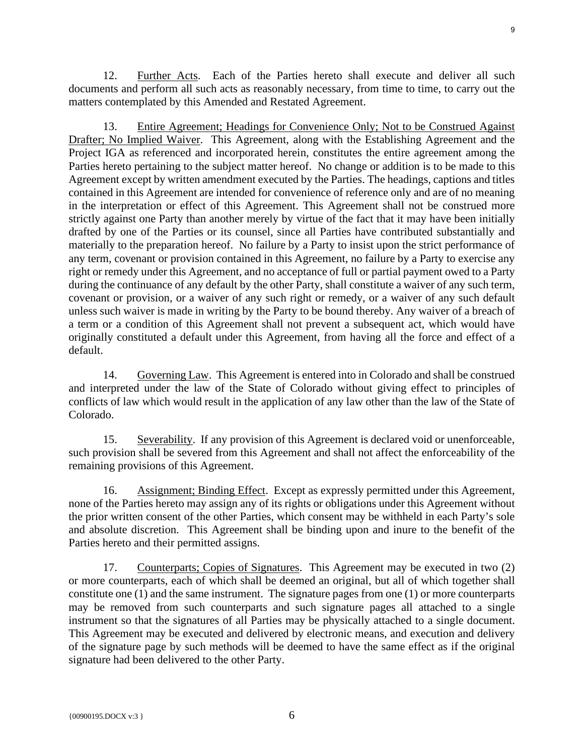12. Further Acts. Each of the Parties hereto shall execute and deliver all such documents and perform all such acts as reasonably necessary, from time to time, to carry out the matters contemplated by this Amended and Restated Agreement.

13. Entire Agreement; Headings for Convenience Only; Not to be Construed Against Drafter; No Implied Waiver. This Agreement, along with the Establishing Agreement and the Project IGA as referenced and incorporated herein, constitutes the entire agreement among the Parties hereto pertaining to the subject matter hereof. No change or addition is to be made to this Agreement except by written amendment executed by the Parties. The headings, captions and titles contained in this Agreement are intended for convenience of reference only and are of no meaning in the interpretation or effect of this Agreement. This Agreement shall not be construed more strictly against one Party than another merely by virtue of the fact that it may have been initially drafted by one of the Parties or its counsel, since all Parties have contributed substantially and materially to the preparation hereof. No failure by a Party to insist upon the strict performance of any term, covenant or provision contained in this Agreement, no failure by a Party to exercise any right or remedy under this Agreement, and no acceptance of full or partial payment owed to a Party during the continuance of any default by the other Party, shall constitute a waiver of any such term, covenant or provision, or a waiver of any such right or remedy, or a waiver of any such default unless such waiver is made in writing by the Party to be bound thereby. Any waiver of a breach of a term or a condition of this Agreement shall not prevent a subsequent act, which would have originally constituted a default under this Agreement, from having all the force and effect of a default.

14. Governing Law. This Agreement is entered into in Colorado and shall be construed and interpreted under the law of the State of Colorado without giving effect to principles of conflicts of law which would result in the application of any law other than the law of the State of Colorado.

15. Severability. If any provision of this Agreement is declared void or unenforceable, such provision shall be severed from this Agreement and shall not affect the enforceability of the remaining provisions of this Agreement.

16. Assignment; Binding Effect. Except as expressly permitted under this Agreement, none of the Parties hereto may assign any of its rights or obligations under this Agreement without the prior written consent of the other Parties, which consent may be withheld in each Party's sole and absolute discretion. This Agreement shall be binding upon and inure to the benefit of the Parties hereto and their permitted assigns.

17. Counterparts; Copies of Signatures. This Agreement may be executed in two (2) or more counterparts, each of which shall be deemed an original, but all of which together shall constitute one (1) and the same instrument. The signature pages from one (1) or more counterparts may be removed from such counterparts and such signature pages all attached to a single instrument so that the signatures of all Parties may be physically attached to a single document. This Agreement may be executed and delivered by electronic means, and execution and delivery of the signature page by such methods will be deemed to have the same effect as if the original signature had been delivered to the other Party.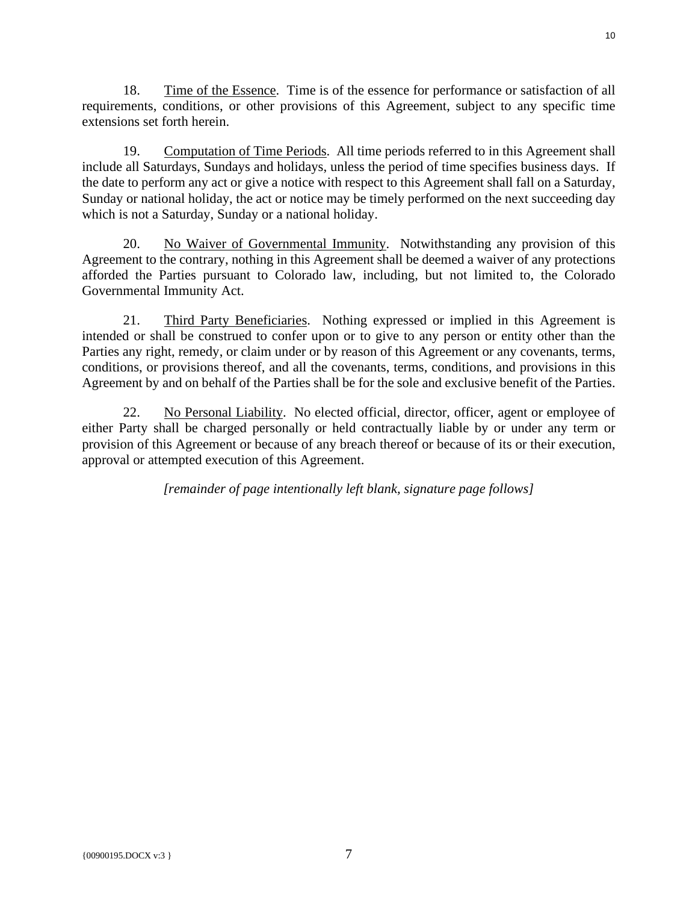18. Time of the Essence. Time is of the essence for performance or satisfaction of all requirements, conditions, or other provisions of this Agreement, subject to any specific time extensions set forth herein.

19. Computation of Time Periods. All time periods referred to in this Agreement shall include all Saturdays, Sundays and holidays, unless the period of time specifies business days. If the date to perform any act or give a notice with respect to this Agreement shall fall on a Saturday, Sunday or national holiday, the act or notice may be timely performed on the next succeeding day which is not a Saturday, Sunday or a national holiday.

20. No Waiver of Governmental Immunity. Notwithstanding any provision of this Agreement to the contrary, nothing in this Agreement shall be deemed a waiver of any protections afforded the Parties pursuant to Colorado law, including, but not limited to, the Colorado Governmental Immunity Act.

21. Third Party Beneficiaries. Nothing expressed or implied in this Agreement is intended or shall be construed to confer upon or to give to any person or entity other than the Parties any right, remedy, or claim under or by reason of this Agreement or any covenants, terms, conditions, or provisions thereof, and all the covenants, terms, conditions, and provisions in this Agreement by and on behalf of the Parties shall be for the sole and exclusive benefit of the Parties.

22. No Personal Liability. No elected official, director, officer, agent or employee of either Party shall be charged personally or held contractually liable by or under any term or provision of this Agreement or because of any breach thereof or because of its or their execution, approval or attempted execution of this Agreement.

*[remainder of page intentionally left blank, signature page follows]*

{00900195.DOCX v:3 }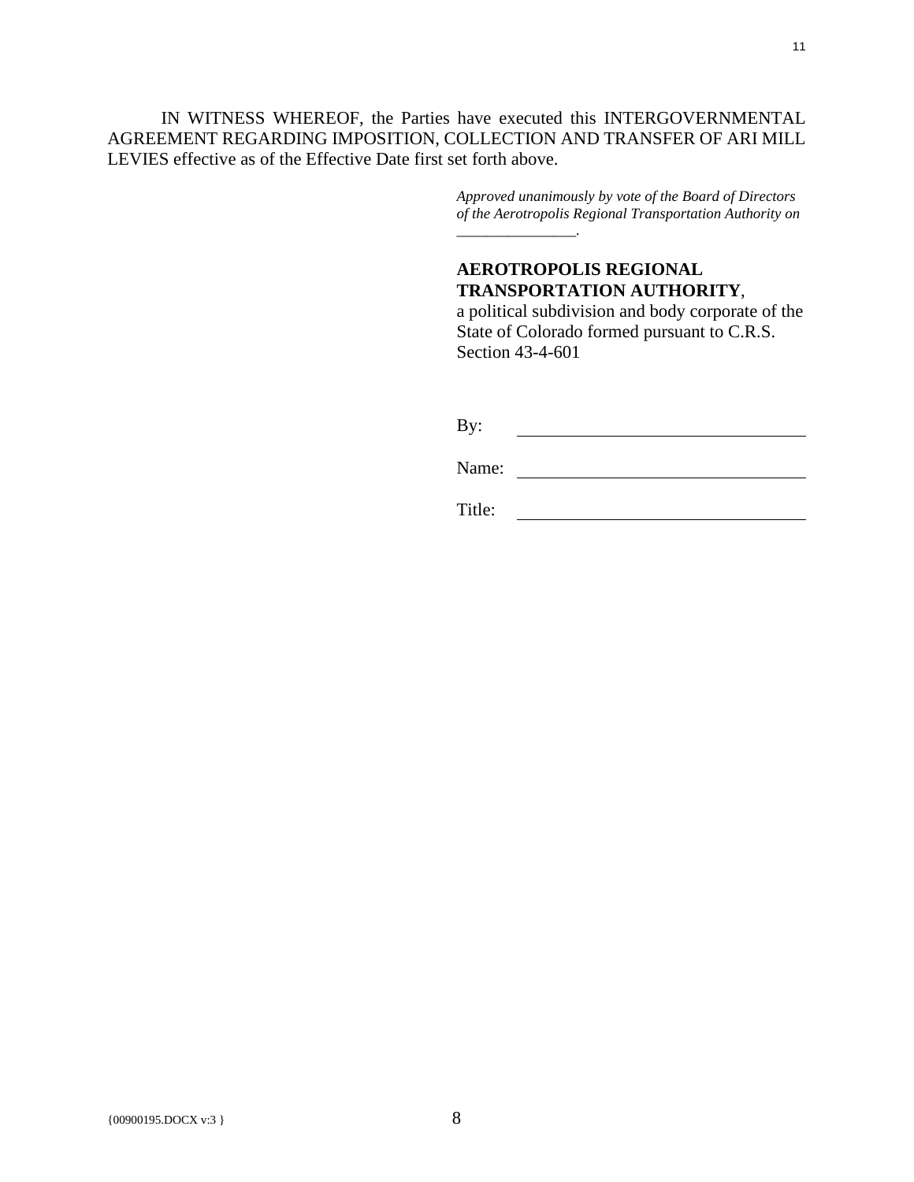IN WITNESS WHEREOF, the Parties have executed this INTERGOVERNMENTAL AGREEMENT REGARDING IMPOSITION, COLLECTION AND TRANSFER OF ARI MILL LEVIES effective as of the Effective Date first set forth above.

*Approved unanimously by vote of the Board of Directors of the Aerotropolis Regional Transportation Authority on _______________.*

**AEROTROPOLIS REGIONAL TRANSPORTATION AUTHORITY**, a political subdivision and body corporate of the State of Colorado formed pursuant to C.R.S. Section 43-4-601

By: ________________________________

Name: ________________________________

Title: ________________________________

{00900195.DOCX v:3 }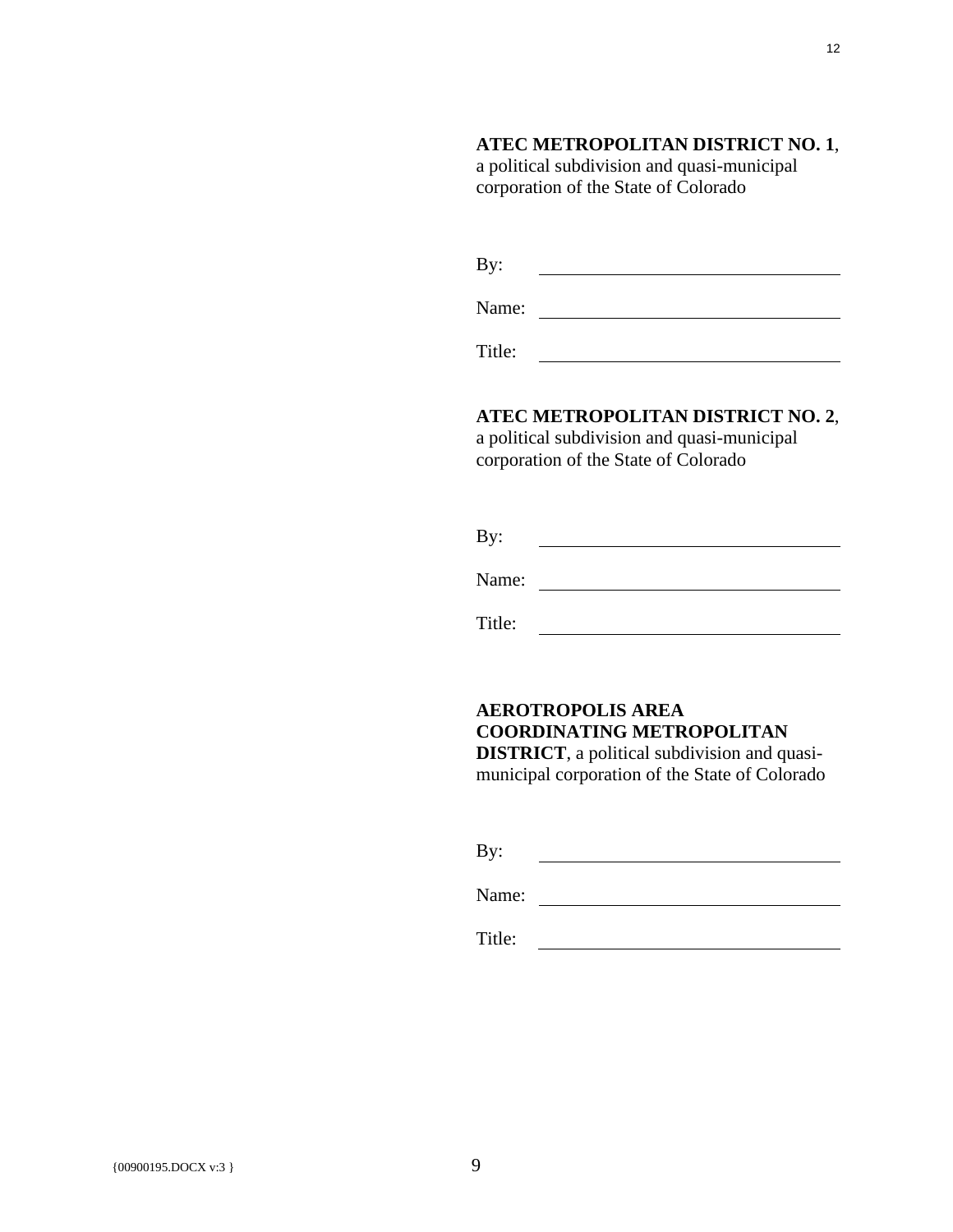**ATEC METROPOLITAN DISTRICT NO. 1**, a political subdivision and quasi-municipal corporation of the State of Colorado

By: \_\_\_\_\_\_\_\_\_\_\_\_\_\_\_\_\_\_\_\_\_\_\_\_\_\_\_\_\_\_

Name: \_\_\_\_\_\_\_\_\_\_\_\_\_\_\_\_\_\_\_\_\_\_\_\_\_\_\_\_\_\_

Title: \_\_\_\_\_\_\_\_\_\_\_\_\_\_\_\_\_\_\_\_\_\_\_\_\_\_\_\_\_\_

**ATEC METROPOLITAN DISTRICT NO. 2**, a political subdivision and quasi-municipal corporation of the State of Colorado

By: \_\_\_\_\_\_\_\_\_\_\_\_\_\_\_\_\_\_\_\_\_\_\_\_\_\_\_\_\_\_

Name: \_\_\_\_\_\_\_\_\_\_\_\_\_\_\_\_\_\_\_\_\_\_\_\_\_\_\_\_\_\_

Title: \_\_\_\_\_\_\_\_\_\_\_\_\_\_\_\_\_\_\_\_\_\_\_\_\_\_\_\_\_\_

**AEROTROPOLIS AREA COORDINATING METROPOLITAN DISTRICT**, a political subdivision and quasi-municipal corporation of the State of Colorado

By: \_\_\_\_\_\_\_\_\_\_\_\_\_\_\_\_\_\_\_\_\_\_\_\_\_\_\_\_\_\_

Name: \_\_\_\_\_\_\_\_\_\_\_\_\_\_\_\_\_\_\_\_\_\_\_\_\_\_\_\_\_\_

Title: \_\_\_\_\_\_\_\_\_\_\_\_\_\_\_\_\_\_\_\_\_\_\_\_\_\_\_\_\_\_

{00900195.DOCX v:3 }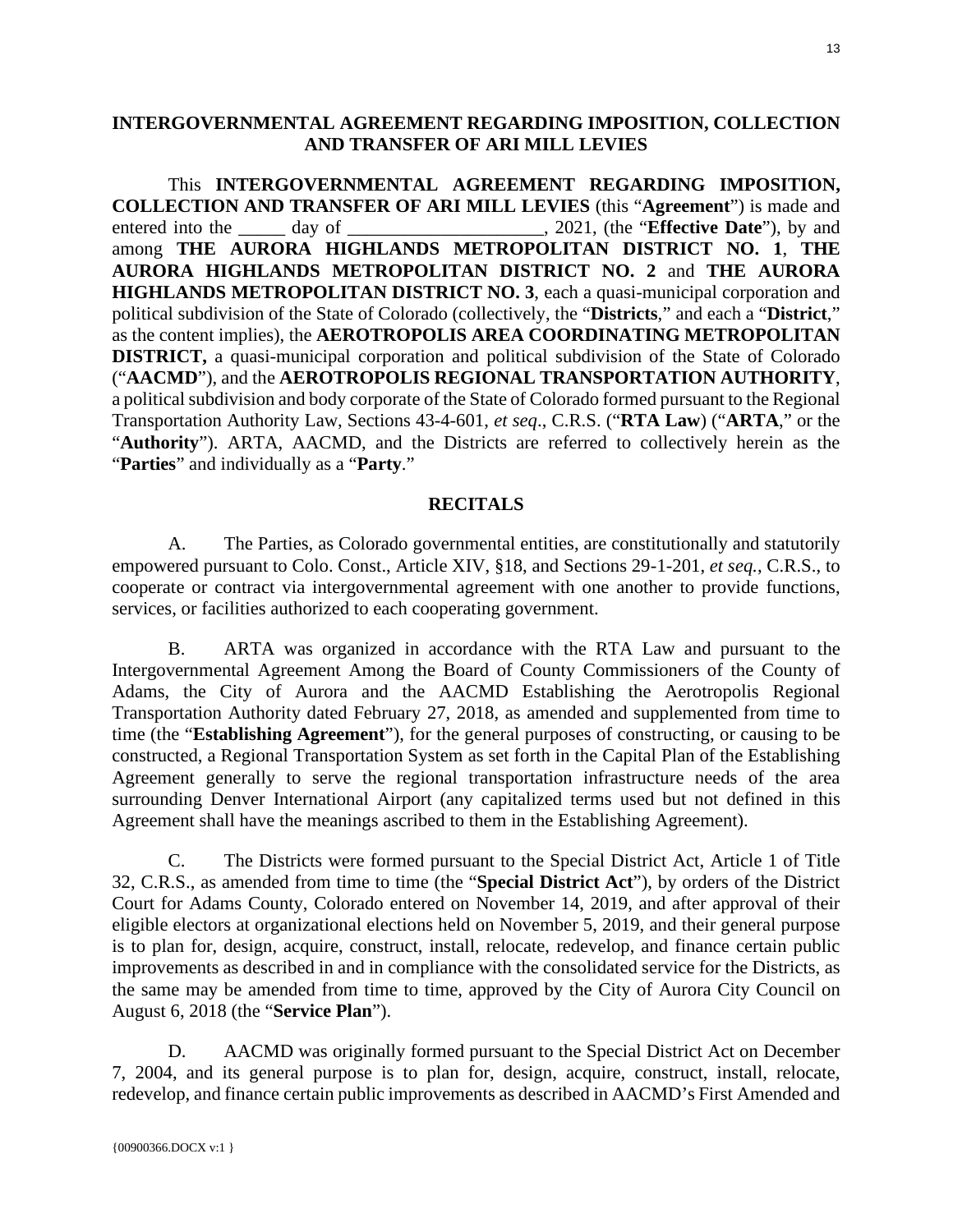# INTERGOVERNMENTAL AGREEMENT REGARDING IMPOSITION, COLLECTION AND TRANSFER OF ARI MILL LEVIES

This **INTERGOVERNMENTAL AGREEMENT REGARDING IMPOSITION, COLLECTION AND TRANSFER OF ARI MILL LEVIES** (this "**Agreement**") is made and entered into the _____ day of _____________________, 2021, (the "**Effective Date**"), by and among **THE AURORA HIGHLANDS METROPOLITAN DISTRICT NO. 1**, **THE AURORA HIGHLANDS METROPOLITAN DISTRICT NO. 2** and **THE AURORA HIGHLANDS METROPOLITAN DISTRICT NO. 3**, each a quasi-municipal corporation and political subdivision of the State of Colorado (collectively, the "**Districts**," and each a "**District**," as the content implies), the **AEROTROPOLIS AREA COORDINATING METROPOLITAN DISTRICT,** a quasi-municipal corporation and political subdivision of the State of Colorado ("**AACMD**"), and the **AEROTROPOLIS REGIONAL TRANSPORTATION AUTHORITY**, a political subdivision and body corporate of the State of Colorado formed pursuant to the Regional Transportation Authority Law, Sections 43-4-601, *et seq*., C.R.S. ("**RTA Law**) ("**ARTA**," or the "**Authority**"). ARTA, AACMD, and the Districts are referred to collectively herein as the "**Parties**" and individually as a "**Party**."

## RECITALS

A. The Parties, as Colorado governmental entities, are constitutionally and statutorily empowered pursuant to Colo. Const., Article XIV, §18, and Sections 29-1-201, *et seq.,* C.R.S., to cooperate or contract via intergovernmental agreement with one another to provide functions, services, or facilities authorized to each cooperating government.

B. ARTA was organized in accordance with the RTA Law and pursuant to the Intergovernmental Agreement Among the Board of County Commissioners of the County of Adams, the City of Aurora and the AACMD Establishing the Aerotropolis Regional Transportation Authority dated February 27, 2018, as amended and supplemented from time to time (the "**Establishing Agreement**"), for the general purposes of constructing, or causing to be constructed, a Regional Transportation System as set forth in the Capital Plan of the Establishing Agreement generally to serve the regional transportation infrastructure needs of the area surrounding Denver International Airport (any capitalized terms used but not defined in this Agreement shall have the meanings ascribed to them in the Establishing Agreement).

C. The Districts were formed pursuant to the Special District Act, Article 1 of Title 32, C.R.S., as amended from time to time (the "**Special District Act**"), by orders of the District Court for Adams County, Colorado entered on November 14, 2019, and after approval of their eligible electors at organizational elections held on November 5, 2019, and their general purpose is to plan for, design, acquire, construct, install, relocate, redevelop, and finance certain public improvements as described in and in compliance with the consolidated service for the Districts, as the same may be amended from time to time, approved by the City of Aurora City Council on August 6, 2018 (the "**Service Plan**").

D. AACMD was originally formed pursuant to the Special District Act on December 7, 2004, and its general purpose is to plan for, design, acquire, construct, install, relocate, redevelop, and finance certain public improvements as described in AACMD's First Amended and

{00900366.DOCX v:1 }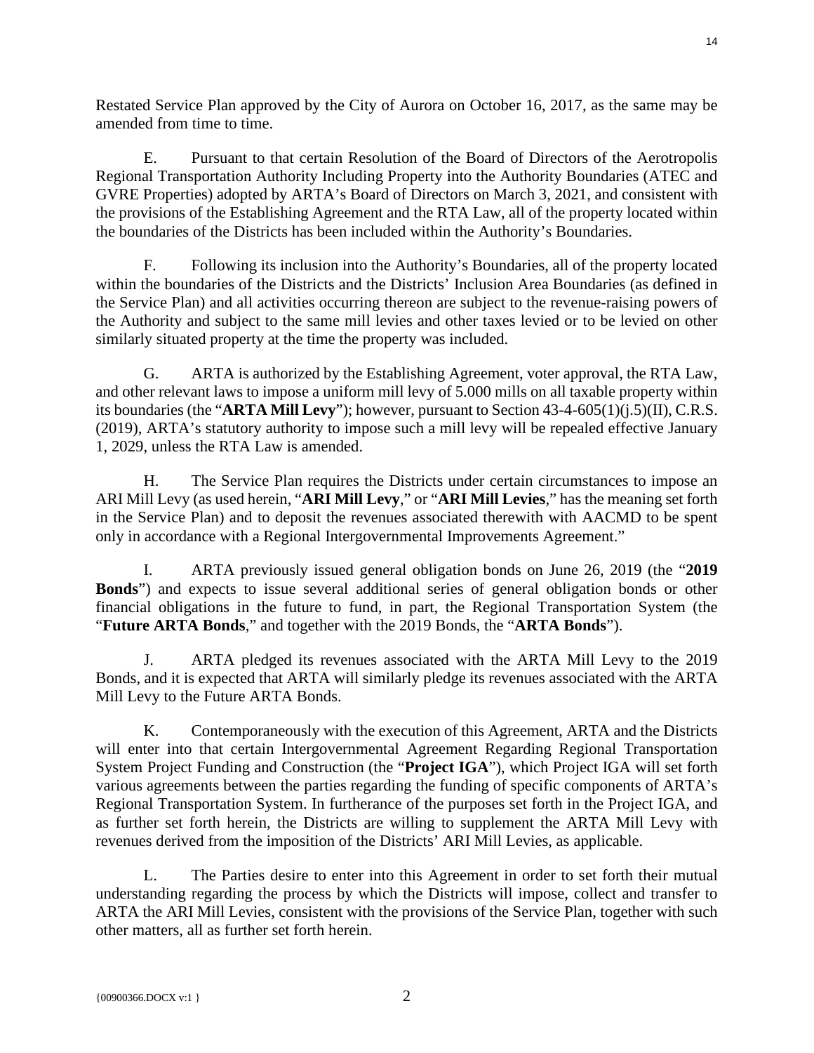Restated Service Plan approved by the City of Aurora on October 16, 2017, as the same may be amended from time to time.

E. Pursuant to that certain Resolution of the Board of Directors of the Aerotropolis Regional Transportation Authority Including Property into the Authority Boundaries (ATEC and GVRE Properties) adopted by ARTA's Board of Directors on March 3, 2021, and consistent with the provisions of the Establishing Agreement and the RTA Law, all of the property located within the boundaries of the Districts has been included within the Authority's Boundaries.

F. Following its inclusion into the Authority's Boundaries, all of the property located within the boundaries of the Districts and the Districts' Inclusion Area Boundaries (as defined in the Service Plan) and all activities occurring thereon are subject to the revenue-raising powers of the Authority and subject to the same mill levies and other taxes levied or to be levied on other similarly situated property at the time the property was included.

G. ARTA is authorized by the Establishing Agreement, voter approval, the RTA Law, and other relevant laws to impose a uniform mill levy of 5.000 mills on all taxable property within its boundaries (the "**ARTA Mill Levy**"); however, pursuant to Section 43-4-605(1)(j.5)(II), C.R.S. (2019), ARTA's statutory authority to impose such a mill levy will be repealed effective January 1, 2029, unless the RTA Law is amended.

H. The Service Plan requires the Districts under certain circumstances to impose an ARI Mill Levy (as used herein, "**ARI Mill Levy**," or "**ARI Mill Levies**," has the meaning set forth in the Service Plan) and to deposit the revenues associated therewith with AACMD to be spent only in accordance with a Regional Intergovernmental Improvements Agreement."

I. ARTA previously issued general obligation bonds on June 26, 2019 (the "**2019 Bonds**") and expects to issue several additional series of general obligation bonds or other financial obligations in the future to fund, in part, the Regional Transportation System (the "**Future ARTA Bonds**," and together with the 2019 Bonds, the "**ARTA Bonds**").

J. ARTA pledged its revenues associated with the ARTA Mill Levy to the 2019 Bonds, and it is expected that ARTA will similarly pledge its revenues associated with the ARTA Mill Levy to the Future ARTA Bonds.

K. Contemporaneously with the execution of this Agreement, ARTA and the Districts will enter into that certain Intergovernmental Agreement Regarding Regional Transportation System Project Funding and Construction (the "**Project IGA**"), which Project IGA will set forth various agreements between the parties regarding the funding of specific components of ARTA's Regional Transportation System. In furtherance of the purposes set forth in the Project IGA, and as further set forth herein, the Districts are willing to supplement the ARTA Mill Levy with revenues derived from the imposition of the Districts' ARI Mill Levies, as applicable.

L. The Parties desire to enter into this Agreement in order to set forth their mutual understanding regarding the process by which the Districts will impose, collect and transfer to ARTA the ARI Mill Levies, consistent with the provisions of the Service Plan, together with such other matters, all as further set forth herein.

{00900366.DOCX v:1 }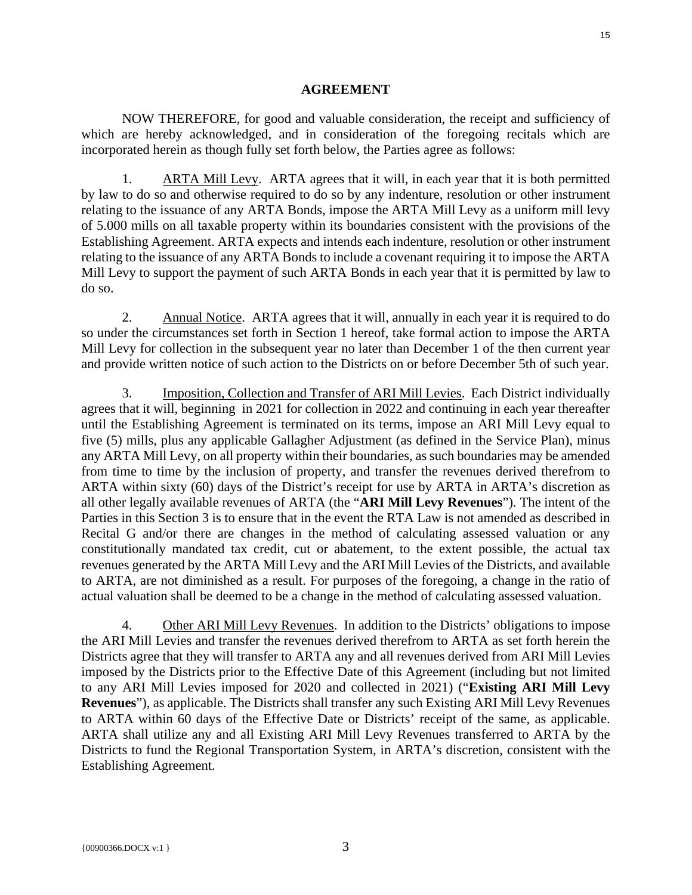## AGREEMENT

NOW THEREFORE, for good and valuable consideration, the receipt and sufficiency of which are hereby acknowledged, and in consideration of the foregoing recitals which are incorporated herein as though fully set forth below, the Parties agree as follows:

1. ARTA Mill Levy. ARTA agrees that it will, in each year that it is both permitted by law to do so and otherwise required to do so by any indenture, resolution or other instrument relating to the issuance of any ARTA Bonds, impose the ARTA Mill Levy as a uniform mill levy of 5.000 mills on all taxable property within its boundaries consistent with the provisions of the Establishing Agreement. ARTA expects and intends each indenture, resolution or other instrument relating to the issuance of any ARTA Bonds to include a covenant requiring it to impose the ARTA Mill Levy to support the payment of such ARTA Bonds in each year that it is permitted by law to do so.

2. Annual Notice. ARTA agrees that it will, annually in each year it is required to do so under the circumstances set forth in Section 1 hereof, take formal action to impose the ARTA Mill Levy for collection in the subsequent year no later than December 1 of the then current year and provide written notice of such action to the Districts on or before December 5th of such year.

3. Imposition, Collection and Transfer of ARI Mill Levies. Each District individually agrees that it will, beginning in 2021 for collection in 2022 and continuing in each year thereafter until the Establishing Agreement is terminated on its terms, impose an ARI Mill Levy equal to five (5) mills, plus any applicable Gallagher Adjustment (as defined in the Service Plan), minus any ARTA Mill Levy, on all property within their boundaries, as such boundaries may be amended from time to time by the inclusion of property, and transfer the revenues derived therefrom to ARTA within sixty (60) days of the District's receipt for use by ARTA in ARTA's discretion as all other legally available revenues of ARTA (the "**ARI Mill Levy Revenues**"). The intent of the Parties in this Section 3 is to ensure that in the event the RTA Law is not amended as described in Recital G and/or there are changes in the method of calculating assessed valuation or any constitutionally mandated tax credit, cut or abatement, to the extent possible, the actual tax revenues generated by the ARTA Mill Levy and the ARI Mill Levies of the Districts, and available to ARTA, are not diminished as a result. For purposes of the foregoing, a change in the ratio of actual valuation shall be deemed to be a change in the method of calculating assessed valuation.

4. Other ARI Mill Levy Revenues. In addition to the Districts' obligations to impose the ARI Mill Levies and transfer the revenues derived therefrom to ARTA as set forth herein the Districts agree that they will transfer to ARTA any and all revenues derived from ARI Mill Levies imposed by the Districts prior to the Effective Date of this Agreement (including but not limited to any ARI Mill Levies imposed for 2020 and collected in 2021) ("**Existing ARI Mill Levy Revenues**"), as applicable. The Districts shall transfer any such Existing ARI Mill Levy Revenues to ARTA within 60 days of the Effective Date or Districts' receipt of the same, as applicable. ARTA shall utilize any and all Existing ARI Mill Levy Revenues transferred to ARTA by the Districts to fund the Regional Transportation System, in ARTA's discretion, consistent with the Establishing Agreement.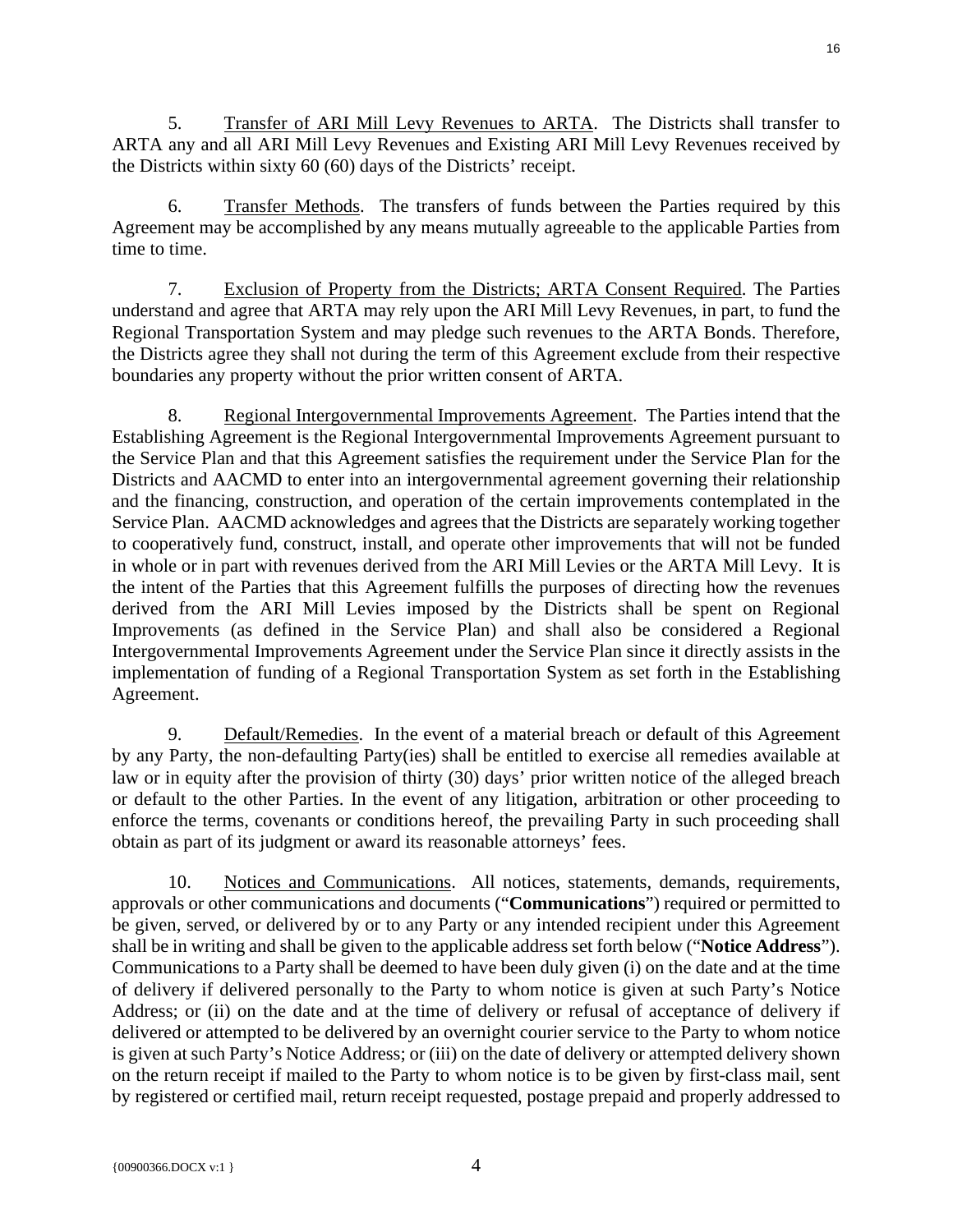5. Transfer of ARI Mill Levy Revenues to ARTA. The Districts shall transfer to ARTA any and all ARI Mill Levy Revenues and Existing ARI Mill Levy Revenues received by the Districts within sixty 60 (60) days of the Districts' receipt.

6. Transfer Methods. The transfers of funds between the Parties required by this Agreement may be accomplished by any means mutually agreeable to the applicable Parties from time to time.

7. Exclusion of Property from the Districts; ARTA Consent Required. The Parties understand and agree that ARTA may rely upon the ARI Mill Levy Revenues, in part, to fund the Regional Transportation System and may pledge such revenues to the ARTA Bonds. Therefore, the Districts agree they shall not during the term of this Agreement exclude from their respective boundaries any property without the prior written consent of ARTA.

8. Regional Intergovernmental Improvements Agreement. The Parties intend that the Establishing Agreement is the Regional Intergovernmental Improvements Agreement pursuant to the Service Plan and that this Agreement satisfies the requirement under the Service Plan for the Districts and AACMD to enter into an intergovernmental agreement governing their relationship and the financing, construction, and operation of the certain improvements contemplated in the Service Plan. AACMD acknowledges and agrees that the Districts are separately working together to cooperatively fund, construct, install, and operate other improvements that will not be funded in whole or in part with revenues derived from the ARI Mill Levies or the ARTA Mill Levy. It is the intent of the Parties that this Agreement fulfills the purposes of directing how the revenues derived from the ARI Mill Levies imposed by the Districts shall be spent on Regional Improvements (as defined in the Service Plan) and shall also be considered a Regional Intergovernmental Improvements Agreement under the Service Plan since it directly assists in the implementation of funding of a Regional Transportation System as set forth in the Establishing Agreement.

9. Default/Remedies. In the event of a material breach or default of this Agreement by any Party, the non-defaulting Party(ies) shall be entitled to exercise all remedies available at law or in equity after the provision of thirty (30) days' prior written notice of the alleged breach or default to the other Parties. In the event of any litigation, arbitration or other proceeding to enforce the terms, covenants or conditions hereof, the prevailing Party in such proceeding shall obtain as part of its judgment or award its reasonable attorneys' fees.

10. Notices and Communications. All notices, statements, demands, requirements, approvals or other communications and documents ("**Communications**") required or permitted to be given, served, or delivered by or to any Party or any intended recipient under this Agreement shall be in writing and shall be given to the applicable address set forth below ("**Notice Address**"). Communications to a Party shall be deemed to have been duly given (i) on the date and at the time of delivery if delivered personally to the Party to whom notice is given at such Party's Notice Address; or (ii) on the date and at the time of delivery or refusal of acceptance of delivery if delivered or attempted to be delivered by an overnight courier service to the Party to whom notice is given at such Party's Notice Address; or (iii) on the date of delivery or attempted delivery shown on the return receipt if mailed to the Party to whom notice is to be given by first-class mail, sent by registered or certified mail, return receipt requested, postage prepaid and properly addressed to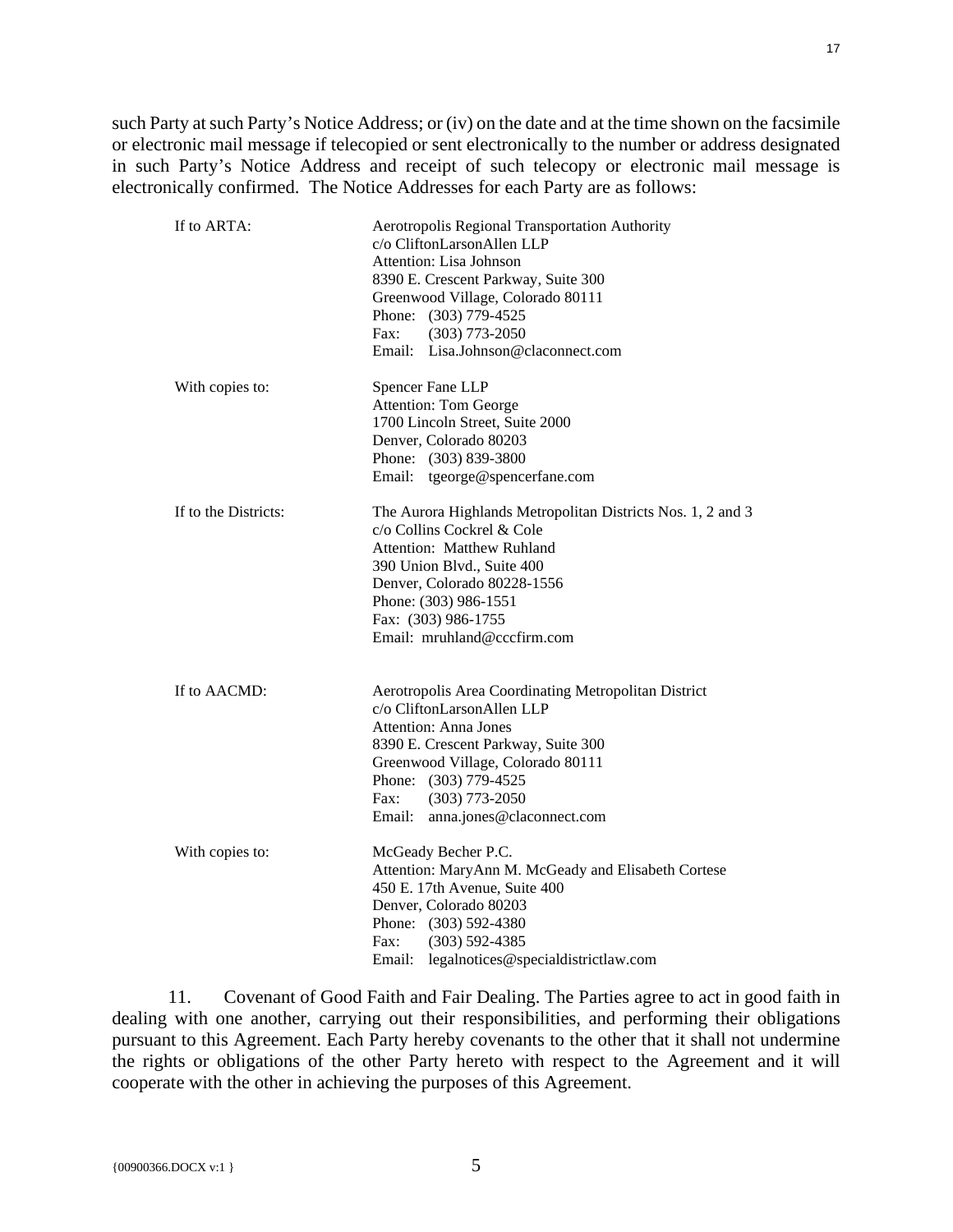such Party at such Party's Notice Address; or (iv) on the date and at the time shown on the facsimile or electronic mail message if telecopied or sent electronically to the number or address designated in such Party's Notice Address and receipt of such telecopy or electronic mail message is electronically confirmed. The Notice Addresses for each Party are as follows:

If to ARTA:

Aerotropolis Regional Transportation Authority
c/o CliftonLarsonAllen LLP
Attention: Lisa Johnson
8390 E. Crescent Parkway, Suite 300
Greenwood Village, Colorado 80111
Phone: (303) 779-4525
Fax: (303) 773-2050
Email: Lisa.Johnson@claconnect.com

With copies to:

Spencer Fane LLP
Attention: Tom George
1700 Lincoln Street, Suite 2000
Denver, Colorado 80203
Phone: (303) 839-3800
Email: tgeorge@spencerfane.com

If to the Districts:

The Aurora Highlands Metropolitan Districts Nos. 1, 2 and 3
c/o Collins Cockrel & Cole
Attention: Matthew Ruhland
390 Union Blvd., Suite 400
Denver, Colorado 80228-1556
Phone: (303) 986-1551
Fax: (303) 986-1755
Email: mruhland@cccfirm.com

If to AACMD:

Aerotropolis Area Coordinating Metropolitan District
c/o CliftonLarsonAllen LLP
Attention: Anna Jones
8390 E. Crescent Parkway, Suite 300
Greenwood Village, Colorado 80111
Phone: (303) 779-4525
Fax: (303) 773-2050
Email: anna.jones@claconnect.com

With copies to:

McGeady Becher P.C.
Attention: MaryAnn M. McGeady and Elisabeth Cortese
450 E. 17th Avenue, Suite 400
Denver, Colorado 80203
Phone: (303) 592-4380
Fax: (303) 592-4385
Email: legalnotices@specialdistrictlaw.com

11. Covenant of Good Faith and Fair Dealing. The Parties agree to act in good faith in dealing with one another, carrying out their responsibilities, and performing their obligations pursuant to this Agreement. Each Party hereby covenants to the other that it shall not undermine the rights or obligations of the other Party hereto with respect to the Agreement and it will cooperate with the other in achieving the purposes of this Agreement.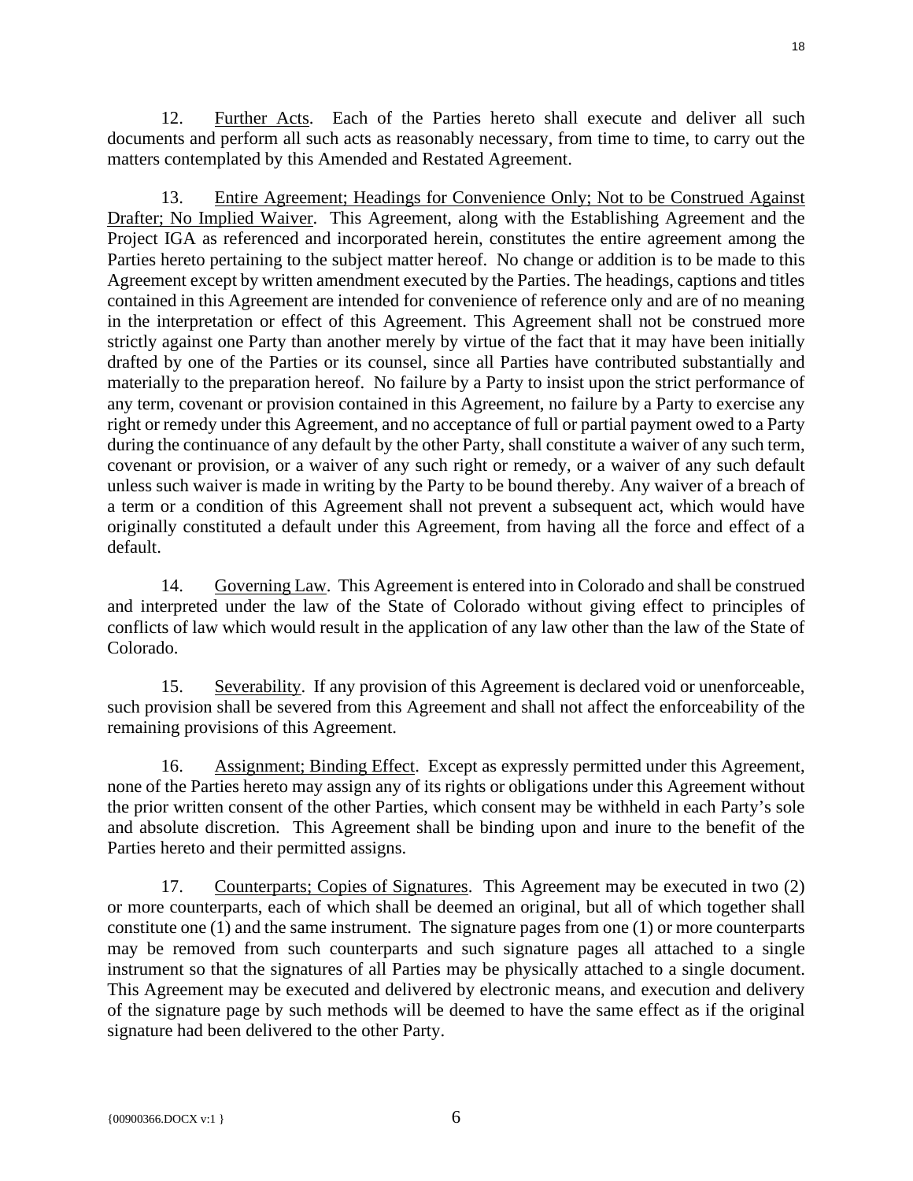12. Further Acts. Each of the Parties hereto shall execute and deliver all such documents and perform all such acts as reasonably necessary, from time to time, to carry out the matters contemplated by this Amended and Restated Agreement.

13. Entire Agreement; Headings for Convenience Only; Not to be Construed Against Drafter; No Implied Waiver. This Agreement, along with the Establishing Agreement and the Project IGA as referenced and incorporated herein, constitutes the entire agreement among the Parties hereto pertaining to the subject matter hereof. No change or addition is to be made to this Agreement except by written amendment executed by the Parties. The headings, captions and titles contained in this Agreement are intended for convenience of reference only and are of no meaning in the interpretation or effect of this Agreement. This Agreement shall not be construed more strictly against one Party than another merely by virtue of the fact that it may have been initially drafted by one of the Parties or its counsel, since all Parties have contributed substantially and materially to the preparation hereof. No failure by a Party to insist upon the strict performance of any term, covenant or provision contained in this Agreement, no failure by a Party to exercise any right or remedy under this Agreement, and no acceptance of full or partial payment owed to a Party during the continuance of any default by the other Party, shall constitute a waiver of any such term, covenant or provision, or a waiver of any such right or remedy, or a waiver of any such default unless such waiver is made in writing by the Party to be bound thereby. Any waiver of a breach of a term or a condition of this Agreement shall not prevent a subsequent act, which would have originally constituted a default under this Agreement, from having all the force and effect of a default.

14. Governing Law. This Agreement is entered into in Colorado and shall be construed and interpreted under the law of the State of Colorado without giving effect to principles of conflicts of law which would result in the application of any law other than the law of the State of Colorado.

15. Severability. If any provision of this Agreement is declared void or unenforceable, such provision shall be severed from this Agreement and shall not affect the enforceability of the remaining provisions of this Agreement.

16. Assignment; Binding Effect. Except as expressly permitted under this Agreement, none of the Parties hereto may assign any of its rights or obligations under this Agreement without the prior written consent of the other Parties, which consent may be withheld in each Party's sole and absolute discretion. This Agreement shall be binding upon and inure to the benefit of the Parties hereto and their permitted assigns.

17. Counterparts; Copies of Signatures. This Agreement may be executed in two (2) or more counterparts, each of which shall be deemed an original, but all of which together shall constitute one (1) and the same instrument. The signature pages from one (1) or more counterparts may be removed from such counterparts and such signature pages all attached to a single instrument so that the signatures of all Parties may be physically attached to a single document. This Agreement may be executed and delivered by electronic means, and execution and delivery of the signature page by such methods will be deemed to have the same effect as if the original signature had been delivered to the other Party.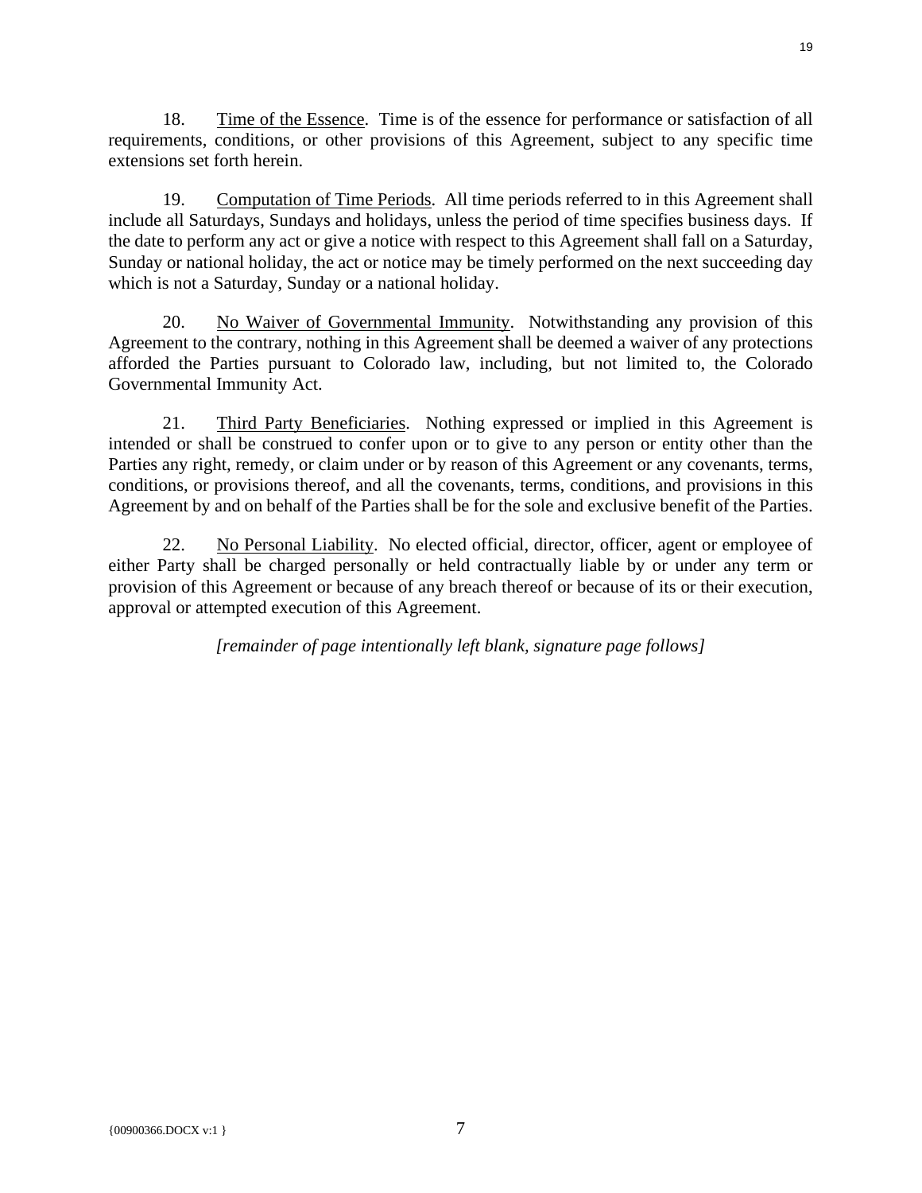18. Time of the Essence. Time is of the essence for performance or satisfaction of all requirements, conditions, or other provisions of this Agreement, subject to any specific time extensions set forth herein.

19. Computation of Time Periods. All time periods referred to in this Agreement shall include all Saturdays, Sundays and holidays, unless the period of time specifies business days. If the date to perform any act or give a notice with respect to this Agreement shall fall on a Saturday, Sunday or national holiday, the act or notice may be timely performed on the next succeeding day which is not a Saturday, Sunday or a national holiday.

20. No Waiver of Governmental Immunity. Notwithstanding any provision of this Agreement to the contrary, nothing in this Agreement shall be deemed a waiver of any protections afforded the Parties pursuant to Colorado law, including, but not limited to, the Colorado Governmental Immunity Act.

21. Third Party Beneficiaries. Nothing expressed or implied in this Agreement is intended or shall be construed to confer upon or to give to any person or entity other than the Parties any right, remedy, or claim under or by reason of this Agreement or any covenants, terms, conditions, or provisions thereof, and all the covenants, terms, conditions, and provisions in this Agreement by and on behalf of the Parties shall be for the sole and exclusive benefit of the Parties.

22. No Personal Liability. No elected official, director, officer, agent or employee of either Party shall be charged personally or held contractually liable by or under any term or provision of this Agreement or because of any breach thereof or because of its or their execution, approval or attempted execution of this Agreement.

*[remainder of page intentionally left blank, signature page follows]*

{00900366.DOCX v:1 }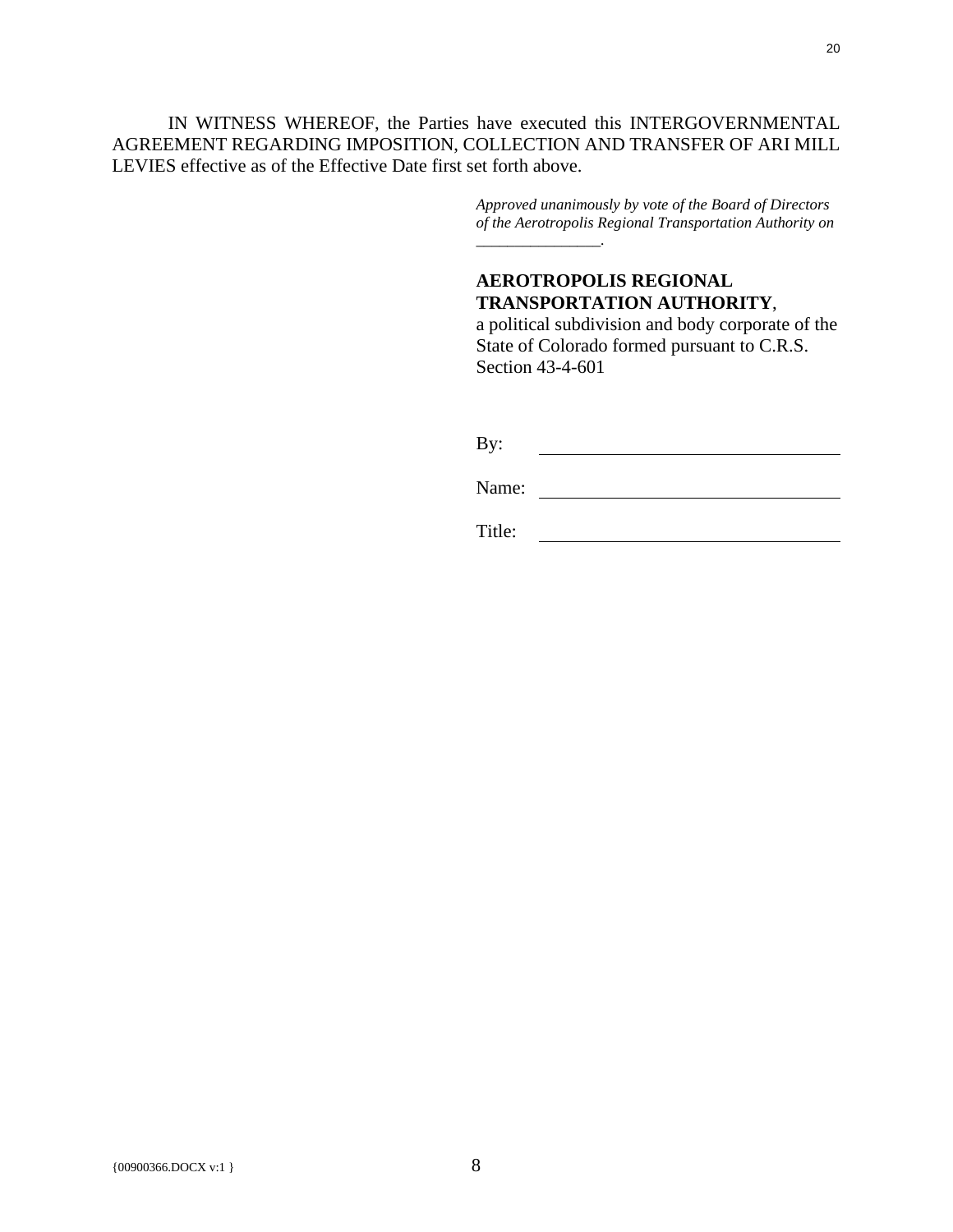IN WITNESS WHEREOF, the Parties have executed this INTERGOVERNMENTAL AGREEMENT REGARDING IMPOSITION, COLLECTION AND TRANSFER OF ARI MILL LEVIES effective as of the Effective Date first set forth above.

*Approved unanimously by vote of the Board of Directors of the Aerotropolis Regional Transportation Authority on _______________.*

**AEROTROPOLIS REGIONAL TRANSPORTATION AUTHORITY**,
a political subdivision and body corporate of the State of Colorado formed pursuant to C.R.S. Section 43-4-601

By: ________________________________

Name: ________________________________

Title: ________________________________

{00900366.DOCX v:1 }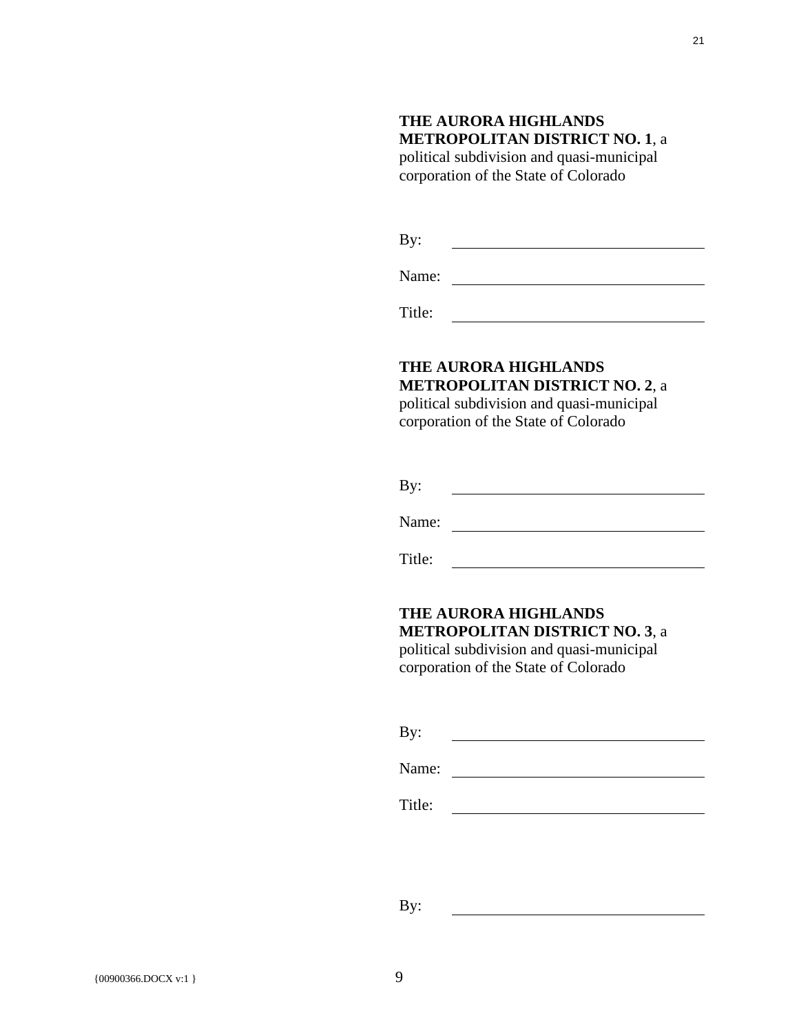**THE AURORA HIGHLANDS METROPOLITAN DISTRICT NO. 1**, a political subdivision and quasi-municipal corporation of the State of Colorado

By: \_\_\_\_\_\_\_\_\_\_\_\_\_\_\_\_\_\_\_\_\_\_\_\_\_\_\_\_

Name: \_\_\_\_\_\_\_\_\_\_\_\_\_\_\_\_\_\_\_\_\_\_\_\_\_\_\_\_

Title: \_\_\_\_\_\_\_\_\_\_\_\_\_\_\_\_\_\_\_\_\_\_\_\_\_\_\_\_

**THE AURORA HIGHLANDS METROPOLITAN DISTRICT NO. 2**, a political subdivision and quasi-municipal corporation of the State of Colorado

By: \_\_\_\_\_\_\_\_\_\_\_\_\_\_\_\_\_\_\_\_\_\_\_\_\_\_\_\_

Name: \_\_\_\_\_\_\_\_\_\_\_\_\_\_\_\_\_\_\_\_\_\_\_\_\_\_\_\_

Title: \_\_\_\_\_\_\_\_\_\_\_\_\_\_\_\_\_\_\_\_\_\_\_\_\_\_\_\_

**THE AURORA HIGHLANDS METROPOLITAN DISTRICT NO. 3**, a political subdivision and quasi-municipal corporation of the State of Colorado

By: \_\_\_\_\_\_\_\_\_\_\_\_\_\_\_\_\_\_\_\_\_\_\_\_\_\_\_\_

Name: \_\_\_\_\_\_\_\_\_\_\_\_\_\_\_\_\_\_\_\_\_\_\_\_\_\_\_\_

Title: \_\_\_\_\_\_\_\_\_\_\_\_\_\_\_\_\_\_\_\_\_\_\_\_\_\_\_\_

By: \_\_\_\_\_\_\_\_\_\_\_\_\_\_\_\_\_\_\_\_\_\_\_\_\_\_\_\_

{00900366.DOCX v:1 }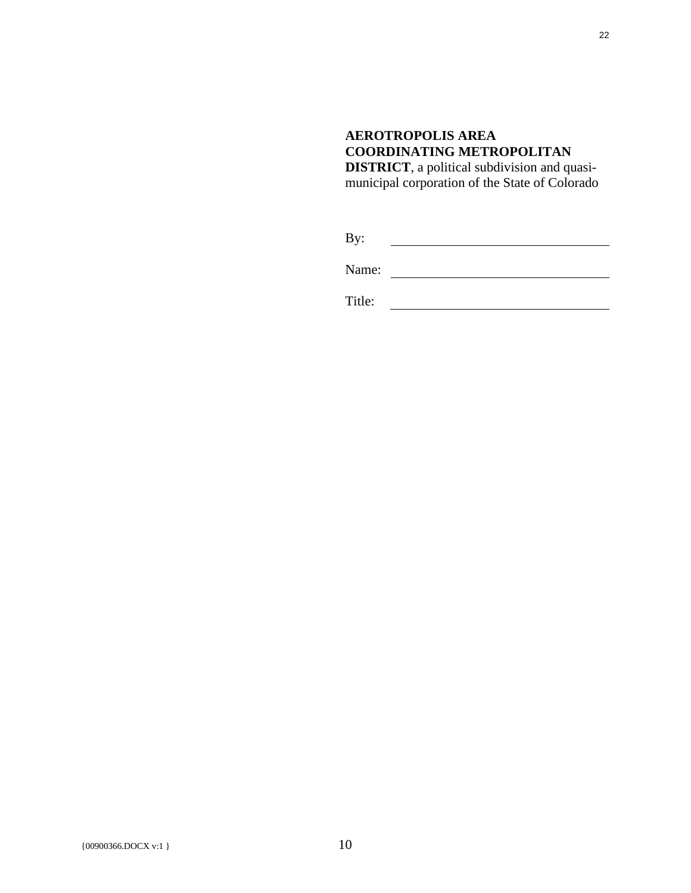**AEROTROPOLIS AREA COORDINATING METROPOLITAN DISTRICT**, a political subdivision and quasi-municipal corporation of the State of Colorado

By: \_\_\_\_\_\_\_\_\_\_\_\_\_\_\_\_\_\_\_\_\_\_\_\_\_\_\_\_\_\_

Name: \_\_\_\_\_\_\_\_\_\_\_\_\_\_\_\_\_\_\_\_\_\_\_\_\_\_\_\_\_\_

Title: \_\_\_\_\_\_\_\_\_\_\_\_\_\_\_\_\_\_\_\_\_\_\_\_\_\_\_\_\_\_

{00900366.DOCX v:1 }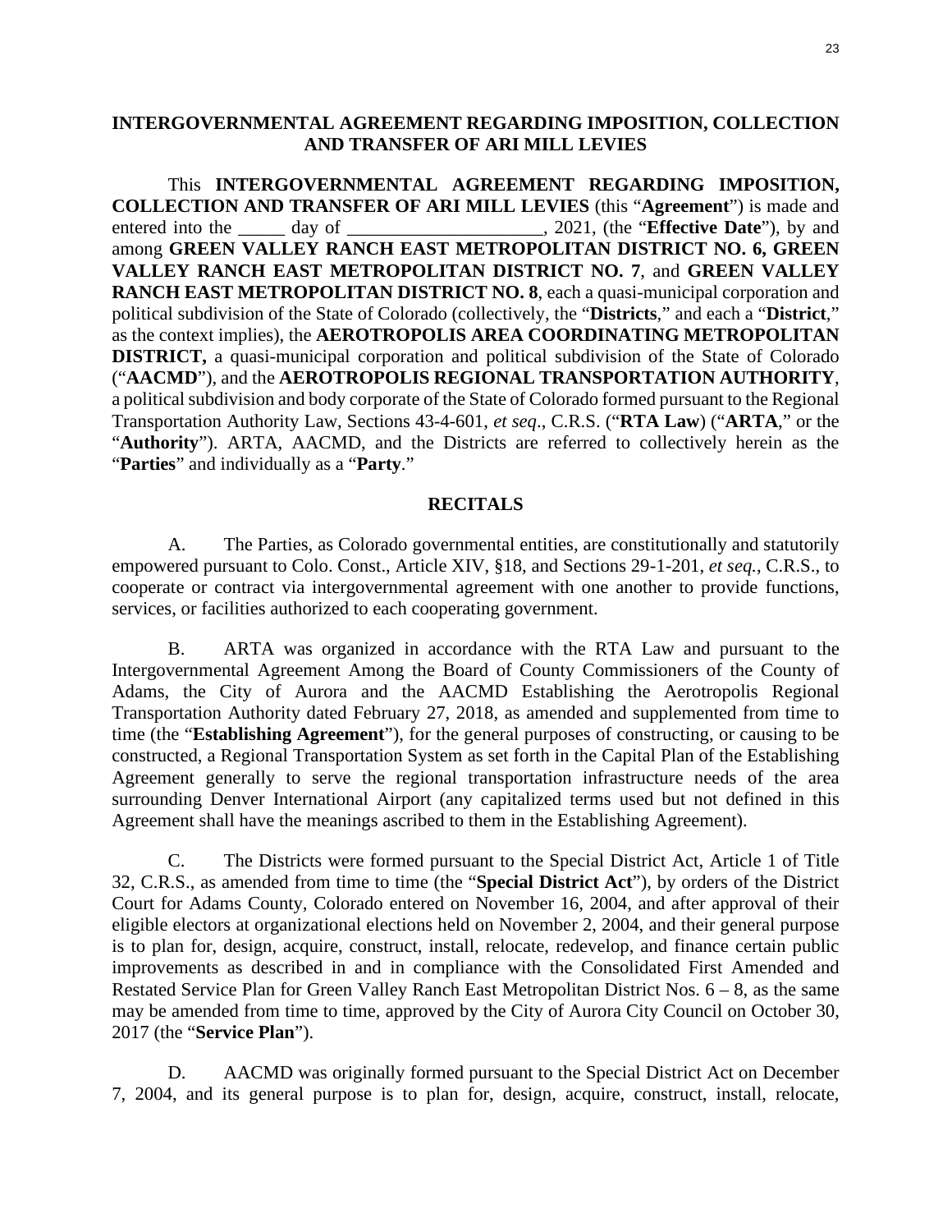**INTERGOVERNMENTAL AGREEMENT REGARDING IMPOSITION, COLLECTION AND TRANSFER OF ARI MILL LEVIES**

This **INTERGOVERNMENTAL AGREEMENT REGARDING IMPOSITION, COLLECTION AND TRANSFER OF ARI MILL LEVIES** (this "**Agreement**") is made and entered into the _____ day of _____________________, 2021, (the "**Effective Date**"), by and among **GREEN VALLEY RANCH EAST METROPOLITAN DISTRICT NO. 6, GREEN VALLEY RANCH EAST METROPOLITAN DISTRICT NO. 7**, and **GREEN VALLEY RANCH EAST METROPOLITAN DISTRICT NO. 8**, each a quasi-municipal corporation and political subdivision of the State of Colorado (collectively, the "**Districts**," and each a "**District**," as the context implies), the **AEROTROPOLIS AREA COORDINATING METROPOLITAN DISTRICT,** a quasi-municipal corporation and political subdivision of the State of Colorado ("**AACMD**"), and the **AEROTROPOLIS REGIONAL TRANSPORTATION AUTHORITY**, a political subdivision and body corporate of the State of Colorado formed pursuant to the Regional Transportation Authority Law, Sections 43-4-601, *et seq*., C.R.S. ("**RTA Law**) ("**ARTA**," or the "**Authority**"). ARTA, AACMD, and the Districts are referred to collectively herein as the "**Parties**" and individually as a "**Party**."

**RECITALS**

A. The Parties, as Colorado governmental entities, are constitutionally and statutorily empowered pursuant to Colo. Const., Article XIV, §18, and Sections 29-1-201, *et seq.,* C.R.S., to cooperate or contract via intergovernmental agreement with one another to provide functions, services, or facilities authorized to each cooperating government.

B. ARTA was organized in accordance with the RTA Law and pursuant to the Intergovernmental Agreement Among the Board of County Commissioners of the County of Adams, the City of Aurora and the AACMD Establishing the Aerotropolis Regional Transportation Authority dated February 27, 2018, as amended and supplemented from time to time (the "**Establishing Agreement**"), for the general purposes of constructing, or causing to be constructed, a Regional Transportation System as set forth in the Capital Plan of the Establishing Agreement generally to serve the regional transportation infrastructure needs of the area surrounding Denver International Airport (any capitalized terms used but not defined in this Agreement shall have the meanings ascribed to them in the Establishing Agreement).

C. The Districts were formed pursuant to the Special District Act, Article 1 of Title 32, C.R.S., as amended from time to time (the "**Special District Act**"), by orders of the District Court for Adams County, Colorado entered on November 16, 2004, and after approval of their eligible electors at organizational elections held on November 2, 2004, and their general purpose is to plan for, design, acquire, construct, install, relocate, redevelop, and finance certain public improvements as described in and in compliance with the Consolidated First Amended and Restated Service Plan for Green Valley Ranch East Metropolitan District Nos. 6 – 8, as the same may be amended from time to time, approved by the City of Aurora City Council on October 30, 2017 (the "**Service Plan**").

D. AACMD was originally formed pursuant to the Special District Act on December 7, 2004, and its general purpose is to plan for, design, acquire, construct, install, relocate,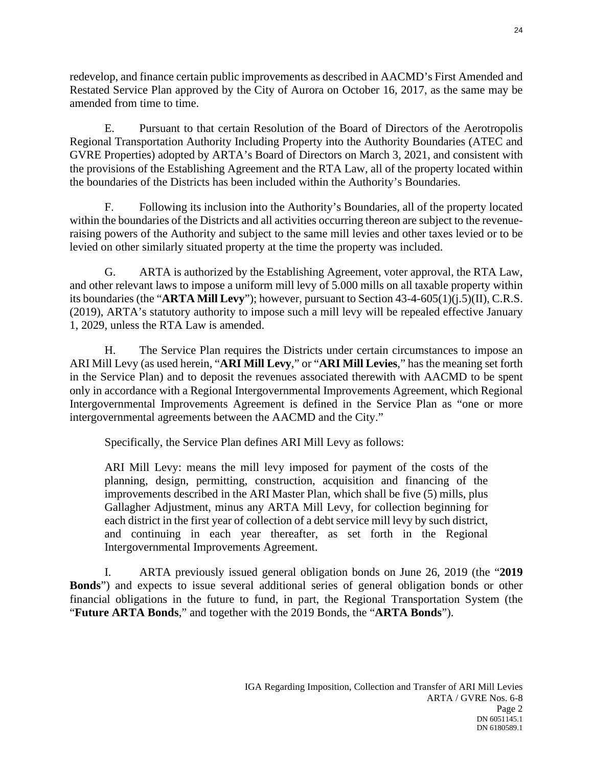redevelop, and finance certain public improvements as described in AACMD's First Amended and Restated Service Plan approved by the City of Aurora on October 16, 2017, as the same may be amended from time to time.

E. Pursuant to that certain Resolution of the Board of Directors of the Aerotropolis Regional Transportation Authority Including Property into the Authority Boundaries (ATEC and GVRE Properties) adopted by ARTA's Board of Directors on March 3, 2021, and consistent with the provisions of the Establishing Agreement and the RTA Law, all of the property located within the boundaries of the Districts has been included within the Authority's Boundaries.

F. Following its inclusion into the Authority's Boundaries, all of the property located within the boundaries of the Districts and all activities occurring thereon are subject to the revenue-raising powers of the Authority and subject to the same mill levies and other taxes levied or to be levied on other similarly situated property at the time the property was included.

G. ARTA is authorized by the Establishing Agreement, voter approval, the RTA Law, and other relevant laws to impose a uniform mill levy of 5.000 mills on all taxable property within its boundaries (the "**ARTA Mill Levy**"); however, pursuant to Section 43-4-605(1)(j.5)(II), C.R.S. (2019), ARTA's statutory authority to impose such a mill levy will be repealed effective January 1, 2029, unless the RTA Law is amended.

H. The Service Plan requires the Districts under certain circumstances to impose an ARI Mill Levy (as used herein, "**ARI Mill Levy**," or "**ARI Mill Levies**," has the meaning set forth in the Service Plan) and to deposit the revenues associated therewith with AACMD to be spent only in accordance with a Regional Intergovernmental Improvements Agreement, which Regional Intergovernmental Improvements Agreement is defined in the Service Plan as "one or more intergovernmental agreements between the AACMD and the City."

Specifically, the Service Plan defines ARI Mill Levy as follows:

> ARI Mill Levy: means the mill levy imposed for payment of the costs of the planning, design, permitting, construction, acquisition and financing of the improvements described in the ARI Master Plan, which shall be five (5) mills, plus Gallagher Adjustment, minus any ARTA Mill Levy, for collection beginning for each district in the first year of collection of a debt service mill levy by such district, and continuing in each year thereafter, as set forth in the Regional Intergovernmental Improvements Agreement.

I. ARTA previously issued general obligation bonds on June 26, 2019 (the "**2019 Bonds**") and expects to issue several additional series of general obligation bonds or other financial obligations in the future to fund, in part, the Regional Transportation System (the "**Future ARTA Bonds**," and together with the 2019 Bonds, the "**ARTA Bonds**").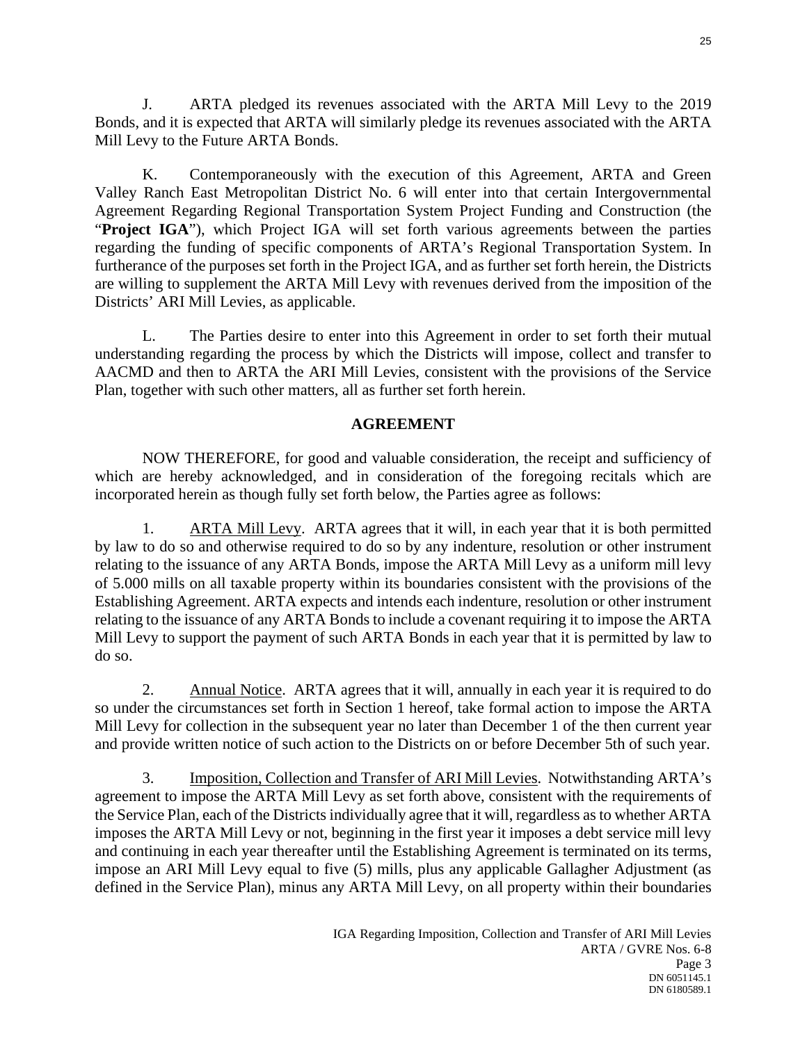J. ARTA pledged its revenues associated with the ARTA Mill Levy to the 2019 Bonds, and it is expected that ARTA will similarly pledge its revenues associated with the ARTA Mill Levy to the Future ARTA Bonds.

K. Contemporaneously with the execution of this Agreement, ARTA and Green Valley Ranch East Metropolitan District No. 6 will enter into that certain Intergovernmental Agreement Regarding Regional Transportation System Project Funding and Construction (the "**Project IGA**"), which Project IGA will set forth various agreements between the parties regarding the funding of specific components of ARTA's Regional Transportation System. In furtherance of the purposes set forth in the Project IGA, and as further set forth herein, the Districts are willing to supplement the ARTA Mill Levy with revenues derived from the imposition of the Districts' ARI Mill Levies, as applicable.

L. The Parties desire to enter into this Agreement in order to set forth their mutual understanding regarding the process by which the Districts will impose, collect and transfer to AACMD and then to ARTA the ARI Mill Levies, consistent with the provisions of the Service Plan, together with such other matters, all as further set forth herein.

## AGREEMENT

NOW THEREFORE, for good and valuable consideration, the receipt and sufficiency of which are hereby acknowledged, and in consideration of the foregoing recitals which are incorporated herein as though fully set forth below, the Parties agree as follows:

1. ARTA Mill Levy. ARTA agrees that it will, in each year that it is both permitted by law to do so and otherwise required to do so by any indenture, resolution or other instrument relating to the issuance of any ARTA Bonds, impose the ARTA Mill Levy as a uniform mill levy of 5.000 mills on all taxable property within its boundaries consistent with the provisions of the Establishing Agreement. ARTA expects and intends each indenture, resolution or other instrument relating to the issuance of any ARTA Bonds to include a covenant requiring it to impose the ARTA Mill Levy to support the payment of such ARTA Bonds in each year that it is permitted by law to do so.

2. Annual Notice. ARTA agrees that it will, annually in each year it is required to do so under the circumstances set forth in Section 1 hereof, take formal action to impose the ARTA Mill Levy for collection in the subsequent year no later than December 1 of the then current year and provide written notice of such action to the Districts on or before December 5th of such year.

3. Imposition, Collection and Transfer of ARI Mill Levies. Notwithstanding ARTA's agreement to impose the ARTA Mill Levy as set forth above, consistent with the requirements of the Service Plan, each of the Districts individually agree that it will, regardless as to whether ARTA imposes the ARTA Mill Levy or not, beginning in the first year it imposes a debt service mill levy and continuing in each year thereafter until the Establishing Agreement is terminated on its terms, impose an ARI Mill Levy equal to five (5) mills, plus any applicable Gallagher Adjustment (as defined in the Service Plan), minus any ARTA Mill Levy, on all property within their boundaries

IGA Regarding Imposition, Collection and Transfer of ARI Mill Levies
ARTA / GVRE Nos. 6-8
Page 3
DN 6051145.1
DN 6180589.1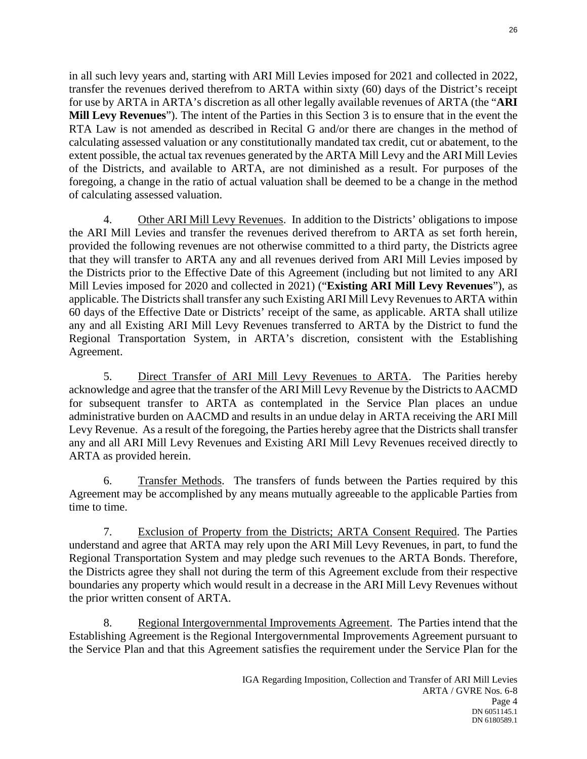in all such levy years and, starting with ARI Mill Levies imposed for 2021 and collected in 2022, transfer the revenues derived therefrom to ARTA within sixty (60) days of the District's receipt for use by ARTA in ARTA's discretion as all other legally available revenues of ARTA (the "**ARI Mill Levy Revenues**"). The intent of the Parties in this Section 3 is to ensure that in the event the RTA Law is not amended as described in Recital G and/or there are changes in the method of calculating assessed valuation or any constitutionally mandated tax credit, cut or abatement, to the extent possible, the actual tax revenues generated by the ARTA Mill Levy and the ARI Mill Levies of the Districts, and available to ARTA, are not diminished as a result. For purposes of the foregoing, a change in the ratio of actual valuation shall be deemed to be a change in the method of calculating assessed valuation.

4. Other ARI Mill Levy Revenues. In addition to the Districts' obligations to impose the ARI Mill Levies and transfer the revenues derived therefrom to ARTA as set forth herein, provided the following revenues are not otherwise committed to a third party, the Districts agree that they will transfer to ARTA any and all revenues derived from ARI Mill Levies imposed by the Districts prior to the Effective Date of this Agreement (including but not limited to any ARI Mill Levies imposed for 2020 and collected in 2021) ("**Existing ARI Mill Levy Revenues**"), as applicable. The Districts shall transfer any such Existing ARI Mill Levy Revenues to ARTA within 60 days of the Effective Date or Districts' receipt of the same, as applicable. ARTA shall utilize any and all Existing ARI Mill Levy Revenues transferred to ARTA by the District to fund the Regional Transportation System, in ARTA's discretion, consistent with the Establishing Agreement.

5. Direct Transfer of ARI Mill Levy Revenues to ARTA. The Parities hereby acknowledge and agree that the transfer of the ARI Mill Levy Revenue by the Districts to AACMD for subsequent transfer to ARTA as contemplated in the Service Plan places an undue administrative burden on AACMD and results in an undue delay in ARTA receiving the ARI Mill Levy Revenue. As a result of the foregoing, the Parties hereby agree that the Districts shall transfer any and all ARI Mill Levy Revenues and Existing ARI Mill Levy Revenues received directly to ARTA as provided herein.

6. Transfer Methods. The transfers of funds between the Parties required by this Agreement may be accomplished by any means mutually agreeable to the applicable Parties from time to time.

7. Exclusion of Property from the Districts; ARTA Consent Required. The Parties understand and agree that ARTA may rely upon the ARI Mill Levy Revenues, in part, to fund the Regional Transportation System and may pledge such revenues to the ARTA Bonds. Therefore, the Districts agree they shall not during the term of this Agreement exclude from their respective boundaries any property which would result in a decrease in the ARI Mill Levy Revenues without the prior written consent of ARTA.

8. Regional Intergovernmental Improvements Agreement. The Parties intend that the Establishing Agreement is the Regional Intergovernmental Improvements Agreement pursuant to the Service Plan and that this Agreement satisfies the requirement under the Service Plan for the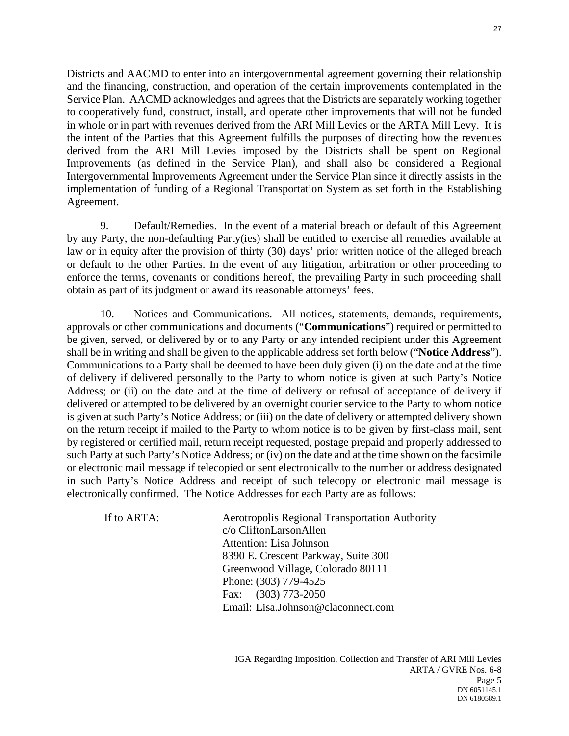Districts and AACMD to enter into an intergovernmental agreement governing their relationship and the financing, construction, and operation of the certain improvements contemplated in the Service Plan. AACMD acknowledges and agrees that the Districts are separately working together to cooperatively fund, construct, install, and operate other improvements that will not be funded in whole or in part with revenues derived from the ARI Mill Levies or the ARTA Mill Levy. It is the intent of the Parties that this Agreement fulfills the purposes of directing how the revenues derived from the ARI Mill Levies imposed by the Districts shall be spent on Regional Improvements (as defined in the Service Plan), and shall also be considered a Regional Intergovernmental Improvements Agreement under the Service Plan since it directly assists in the implementation of funding of a Regional Transportation System as set forth in the Establishing Agreement.

9. Default/Remedies. In the event of a material breach or default of this Agreement by any Party, the non-defaulting Party(ies) shall be entitled to exercise all remedies available at law or in equity after the provision of thirty (30) days' prior written notice of the alleged breach or default to the other Parties. In the event of any litigation, arbitration or other proceeding to enforce the terms, covenants or conditions hereof, the prevailing Party in such proceeding shall obtain as part of its judgment or award its reasonable attorneys' fees.

10. Notices and Communications. All notices, statements, demands, requirements, approvals or other communications and documents ("**Communications**") required or permitted to be given, served, or delivered by or to any Party or any intended recipient under this Agreement shall be in writing and shall be given to the applicable address set forth below ("**Notice Address**"). Communications to a Party shall be deemed to have been duly given (i) on the date and at the time of delivery if delivered personally to the Party to whom notice is given at such Party's Notice Address; or (ii) on the date and at the time of delivery or refusal of acceptance of delivery if delivered or attempted to be delivered by an overnight courier service to the Party to whom notice is given at such Party's Notice Address; or (iii) on the date of delivery or attempted delivery shown on the return receipt if mailed to the Party to whom notice is to be given by first-class mail, sent by registered or certified mail, return receipt requested, postage prepaid and properly addressed to such Party at such Party's Notice Address; or (iv) on the date and at the time shown on the facsimile or electronic mail message if telecopied or sent electronically to the number or address designated in such Party's Notice Address and receipt of such telecopy or electronic mail message is electronically confirmed. The Notice Addresses for each Party are as follows:

If to ARTA:

Aerotropolis Regional Transportation Authority
c/o CliftonLarsonAllen
Attention: Lisa Johnson
8390 E. Crescent Parkway, Suite 300
Greenwood Village, Colorado 80111
Phone: (303) 779-4525
Fax: (303) 773-2050
Email: Lisa.Johnson@claconnect.com

IGA Regarding Imposition, Collection and Transfer of ARI Mill Levies
ARTA / GVRE Nos. 6-8
Page 5
DN 6051145.1
DN 6180589.1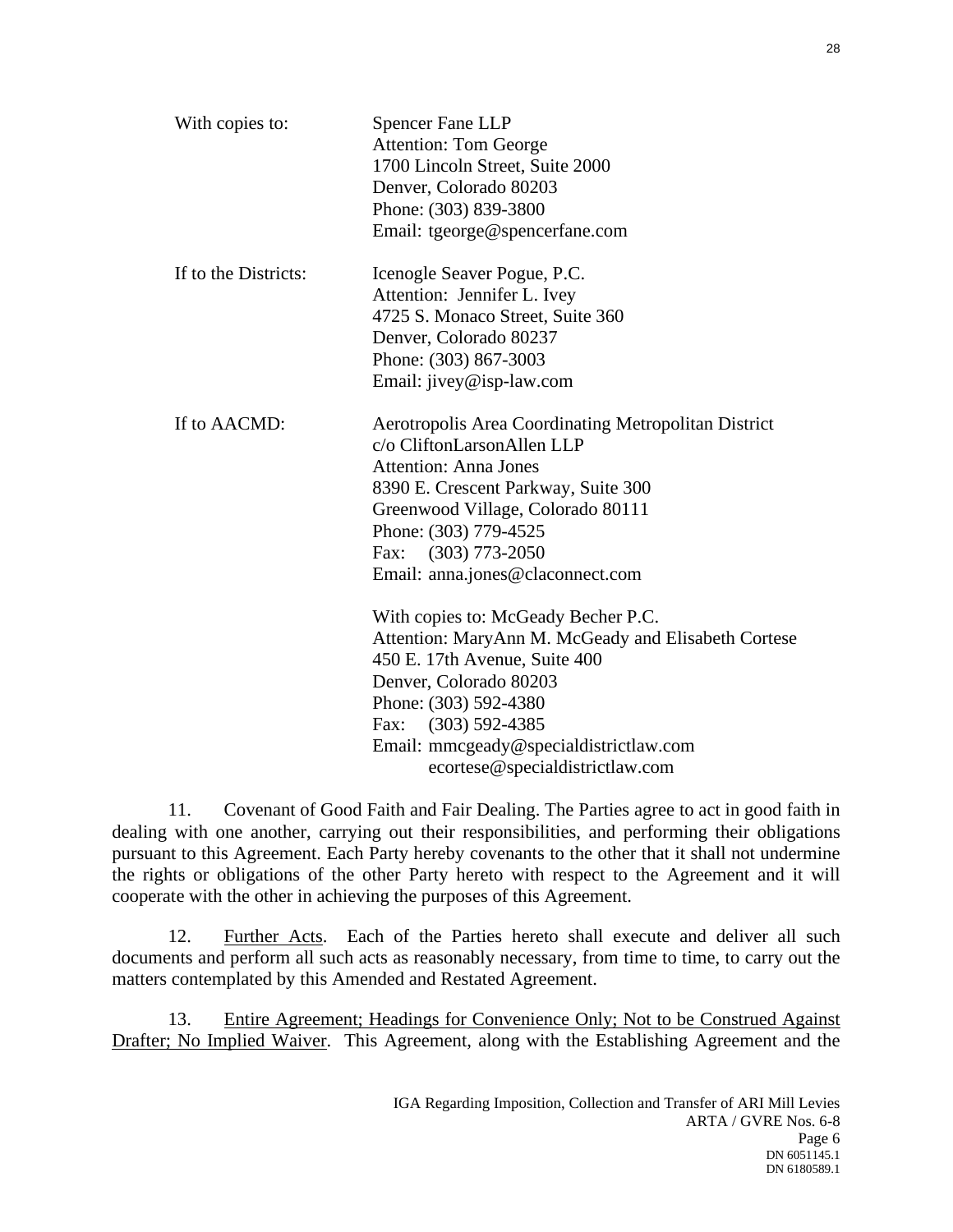| | |
|---|---|
| With copies to: | Spencer Fane LLP<br>Attention: Tom George<br>1700 Lincoln Street, Suite 2000<br>Denver, Colorado 80203<br>Phone: (303) 839-3800<br>Email: tgeorge@spencerfane.com |
| If to the Districts: | Icenogle Seaver Pogue, P.C.<br>Attention: Jennifer L. Ivey<br>4725 S. Monaco Street, Suite 360<br>Denver, Colorado 80237<br>Phone: (303) 867-3003<br>Email: jivey@isp-law.com |
| If to AACMD: | Aerotropolis Area Coordinating Metropolitan District<br>c/o CliftonLarsonAllen LLP<br>Attention: Anna Jones<br>8390 E. Crescent Parkway, Suite 300<br>Greenwood Village, Colorado 80111<br>Phone: (303) 779-4525<br>Fax: (303) 773-2050<br>Email: anna.jones@claconnect.com |
| | With copies to: McGeady Becher P.C.<br>Attention: MaryAnn M. McGeady and Elisabeth Cortese<br>450 E. 17th Avenue, Suite 400<br>Denver, Colorado 80203<br>Phone: (303) 592-4380<br>Fax: (303) 592-4385<br>Email: mmcgeady@specialdistrictlaw.com<br>ecortese@specialdistrictlaw.com |

11. Covenant of Good Faith and Fair Dealing. The Parties agree to act in good faith in dealing with one another, carrying out their responsibilities, and performing their obligations pursuant to this Agreement. Each Party hereby covenants to the other that it shall not undermine the rights or obligations of the other Party hereto with respect to the Agreement and it will cooperate with the other in achieving the purposes of this Agreement.

12. Further Acts. Each of the Parties hereto shall execute and deliver all such documents and perform all such acts as reasonably necessary, from time to time, to carry out the matters contemplated by this Amended and Restated Agreement.

13. Entire Agreement; Headings for Convenience Only; Not to be Construed Against Drafter; No Implied Waiver. This Agreement, along with the Establishing Agreement and the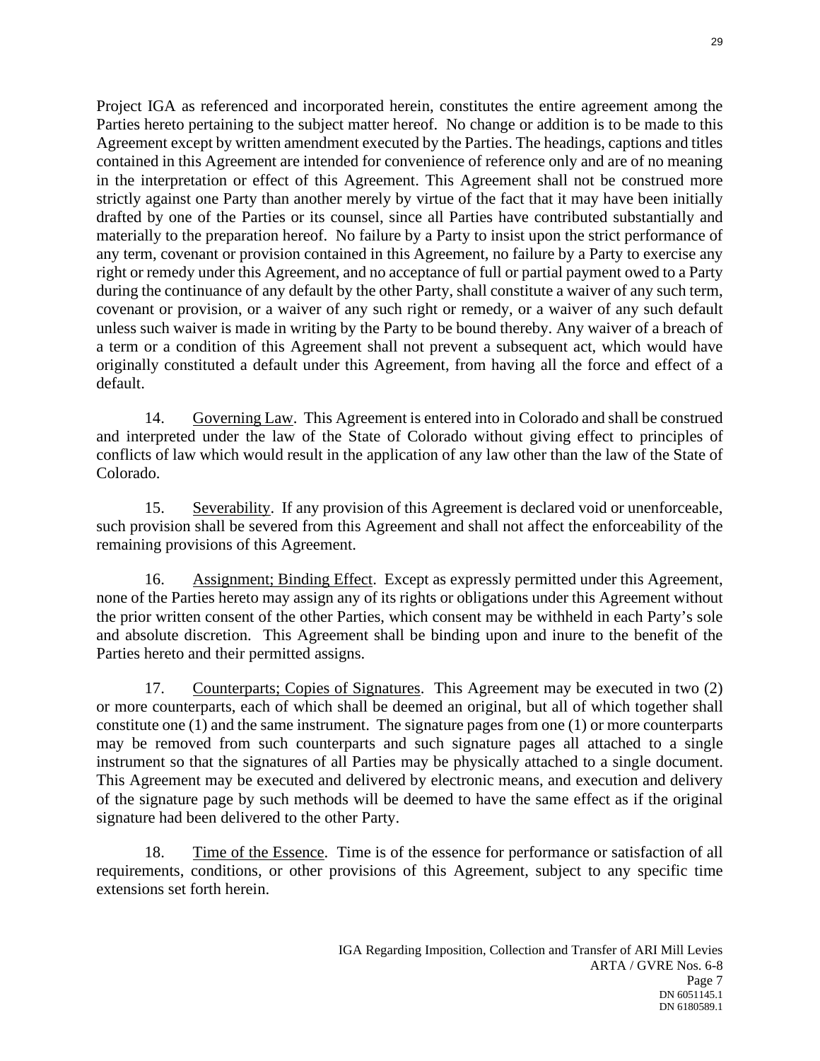Project IGA as referenced and incorporated herein, constitutes the entire agreement among the Parties hereto pertaining to the subject matter hereof. No change or addition is to be made to this Agreement except by written amendment executed by the Parties. The headings, captions and titles contained in this Agreement are intended for convenience of reference only and are of no meaning in the interpretation or effect of this Agreement. This Agreement shall not be construed more strictly against one Party than another merely by virtue of the fact that it may have been initially drafted by one of the Parties or its counsel, since all Parties have contributed substantially and materially to the preparation hereof. No failure by a Party to insist upon the strict performance of any term, covenant or provision contained in this Agreement, no failure by a Party to exercise any right or remedy under this Agreement, and no acceptance of full or partial payment owed to a Party during the continuance of any default by the other Party, shall constitute a waiver of any such term, covenant or provision, or a waiver of any such right or remedy, or a waiver of any such default unless such waiver is made in writing by the Party to be bound thereby. Any waiver of a breach of a term or a condition of this Agreement shall not prevent a subsequent act, which would have originally constituted a default under this Agreement, from having all the force and effect of a default.

14. Governing Law. This Agreement is entered into in Colorado and shall be construed and interpreted under the law of the State of Colorado without giving effect to principles of conflicts of law which would result in the application of any law other than the law of the State of Colorado.

15. Severability. If any provision of this Agreement is declared void or unenforceable, such provision shall be severed from this Agreement and shall not affect the enforceability of the remaining provisions of this Agreement.

16. Assignment; Binding Effect. Except as expressly permitted under this Agreement, none of the Parties hereto may assign any of its rights or obligations under this Agreement without the prior written consent of the other Parties, which consent may be withheld in each Party's sole and absolute discretion. This Agreement shall be binding upon and inure to the benefit of the Parties hereto and their permitted assigns.

17. Counterparts; Copies of Signatures. This Agreement may be executed in two (2) or more counterparts, each of which shall be deemed an original, but all of which together shall constitute one (1) and the same instrument. The signature pages from one (1) or more counterparts may be removed from such counterparts and such signature pages all attached to a single instrument so that the signatures of all Parties may be physically attached to a single document. This Agreement may be executed and delivered by electronic means, and execution and delivery of the signature page by such methods will be deemed to have the same effect as if the original signature had been delivered to the other Party.

18. Time of the Essence. Time is of the essence for performance or satisfaction of all requirements, conditions, or other provisions of this Agreement, subject to any specific time extensions set forth herein.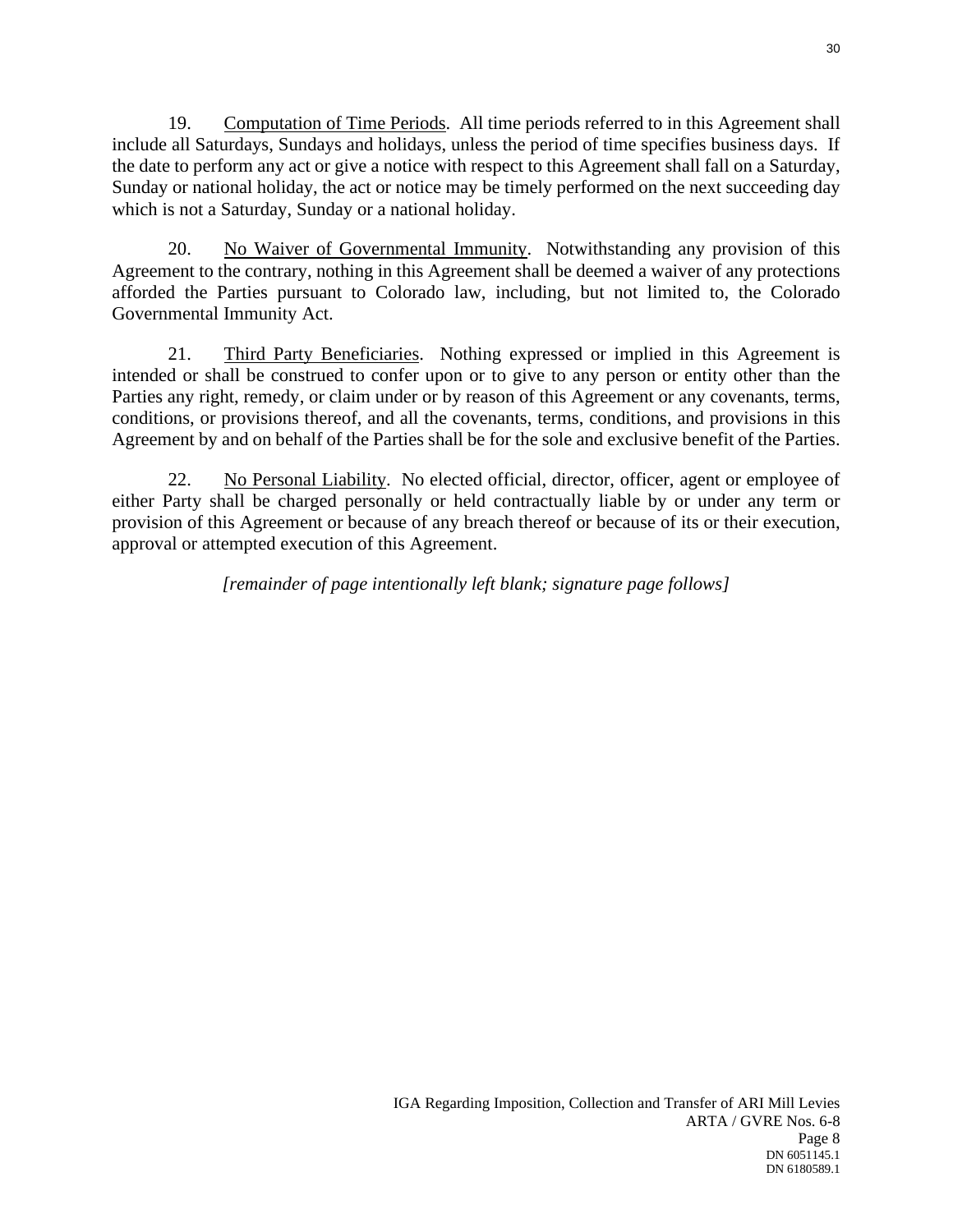19. Computation of Time Periods. All time periods referred to in this Agreement shall include all Saturdays, Sundays and holidays, unless the period of time specifies business days. If the date to perform any act or give a notice with respect to this Agreement shall fall on a Saturday, Sunday or national holiday, the act or notice may be timely performed on the next succeeding day which is not a Saturday, Sunday or a national holiday.

20. No Waiver of Governmental Immunity. Notwithstanding any provision of this Agreement to the contrary, nothing in this Agreement shall be deemed a waiver of any protections afforded the Parties pursuant to Colorado law, including, but not limited to, the Colorado Governmental Immunity Act.

21. Third Party Beneficiaries. Nothing expressed or implied in this Agreement is intended or shall be construed to confer upon or to give to any person or entity other than the Parties any right, remedy, or claim under or by reason of this Agreement or any covenants, terms, conditions, or provisions thereof, and all the covenants, terms, conditions, and provisions in this Agreement by and on behalf of the Parties shall be for the sole and exclusive benefit of the Parties.

22. No Personal Liability. No elected official, director, officer, agent or employee of either Party shall be charged personally or held contractually liable by or under any term or provision of this Agreement or because of any breach thereof or because of its or their execution, approval or attempted execution of this Agreement.

*[remainder of page intentionally left blank; signature page follows]*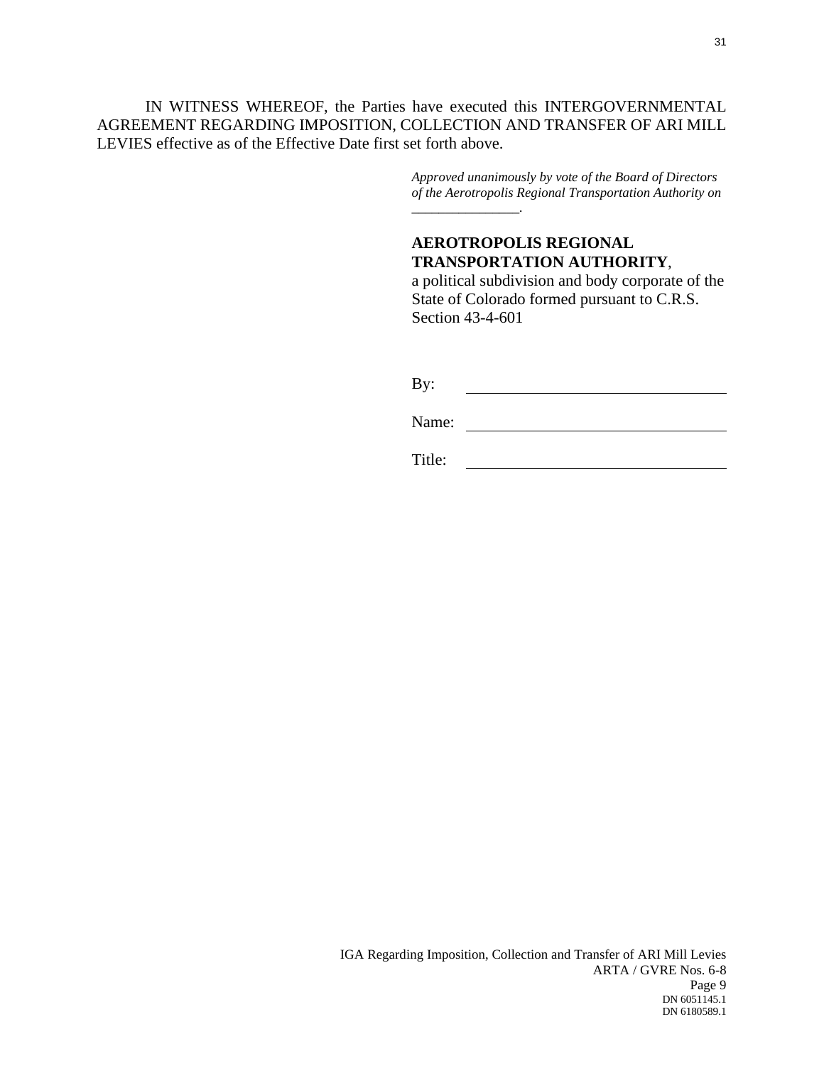IN WITNESS WHEREOF, the Parties have executed this INTERGOVERNMENTAL AGREEMENT REGARDING IMPOSITION, COLLECTION AND TRANSFER OF ARI MILL LEVIES effective as of the Effective Date first set forth above.

*Approved unanimously by vote of the Board of Directors of the Aerotropolis Regional Transportation Authority on _______________.*

**AEROTROPOLIS REGIONAL TRANSPORTATION AUTHORITY**, a political subdivision and body corporate of the State of Colorado formed pursuant to C.R.S. Section 43-4-601

By: ______________________________

Name: ______________________________

Title: ______________________________

IGA Regarding Imposition, Collection and Transfer of ARI Mill Levies
ARTA / GVRE Nos. 6-8
Page 9
DN 6051145.1
DN 6180589.1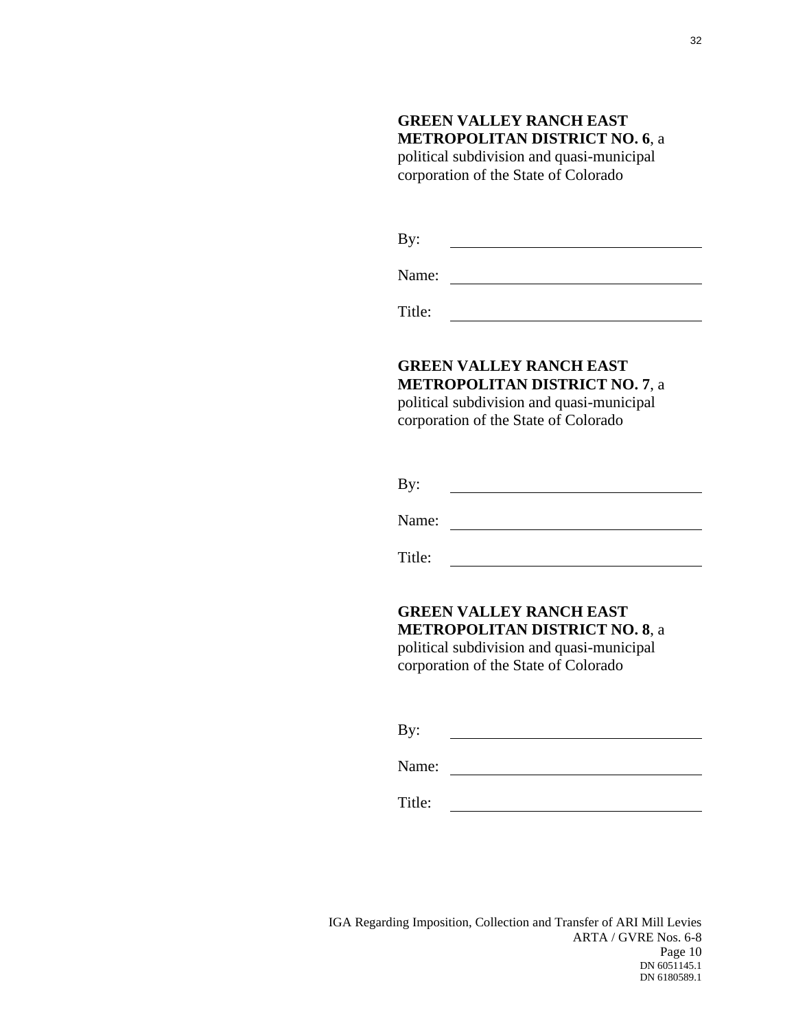**GREEN VALLEY RANCH EAST METROPOLITAN DISTRICT NO. 6**, a political subdivision and quasi-municipal corporation of the State of Colorado

By: \_\_\_\_\_\_\_\_\_\_\_\_\_\_\_\_\_\_\_\_\_\_\_\_\_\_\_\_\_\_

Name: \_\_\_\_\_\_\_\_\_\_\_\_\_\_\_\_\_\_\_\_\_\_\_\_\_\_\_\_\_\_

Title: \_\_\_\_\_\_\_\_\_\_\_\_\_\_\_\_\_\_\_\_\_\_\_\_\_\_\_\_\_\_

**GREEN VALLEY RANCH EAST METROPOLITAN DISTRICT NO. 7**, a political subdivision and quasi-municipal corporation of the State of Colorado

By: \_\_\_\_\_\_\_\_\_\_\_\_\_\_\_\_\_\_\_\_\_\_\_\_\_\_\_\_\_\_

Name: \_\_\_\_\_\_\_\_\_\_\_\_\_\_\_\_\_\_\_\_\_\_\_\_\_\_\_\_\_\_

Title: \_\_\_\_\_\_\_\_\_\_\_\_\_\_\_\_\_\_\_\_\_\_\_\_\_\_\_\_\_\_

**GREEN VALLEY RANCH EAST METROPOLITAN DISTRICT NO. 8**, a political subdivision and quasi-municipal corporation of the State of Colorado

By: \_\_\_\_\_\_\_\_\_\_\_\_\_\_\_\_\_\_\_\_\_\_\_\_\_\_\_\_\_\_

Name: \_\_\_\_\_\_\_\_\_\_\_\_\_\_\_\_\_\_\_\_\_\_\_\_\_\_\_\_\_\_

Title: \_\_\_\_\_\_\_\_\_\_\_\_\_\_\_\_\_\_\_\_\_\_\_\_\_\_\_\_\_\_

IGA Regarding Imposition, Collection and Transfer of ARI Mill Levies
ARTA / GVRE Nos. 6-8
Page 10
DN 6051145.1
DN 6180589.1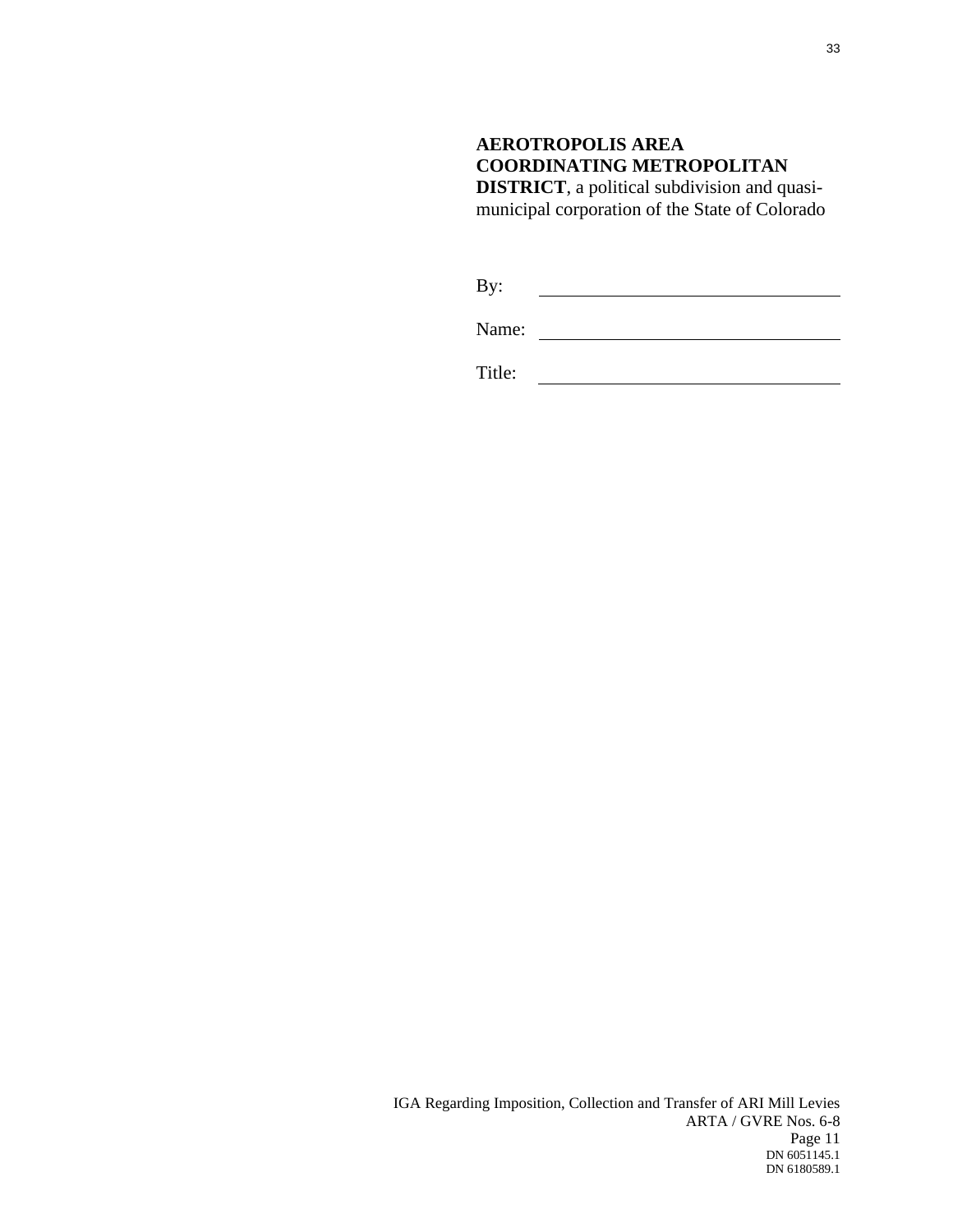**AEROTROPOLIS AREA COORDINATING METROPOLITAN DISTRICT**, a political subdivision and quasi-municipal corporation of the State of Colorado

By: \_\_\_\_\_\_\_\_\_\_\_\_\_\_\_\_\_\_\_\_\_\_\_\_\_\_\_\_\_\_\_\_

Name: \_\_\_\_\_\_\_\_\_\_\_\_\_\_\_\_\_\_\_\_\_\_\_\_\_\_\_\_\_\_\_\_

Title: \_\_\_\_\_\_\_\_\_\_\_\_\_\_\_\_\_\_\_\_\_\_\_\_\_\_\_\_\_\_\_\_